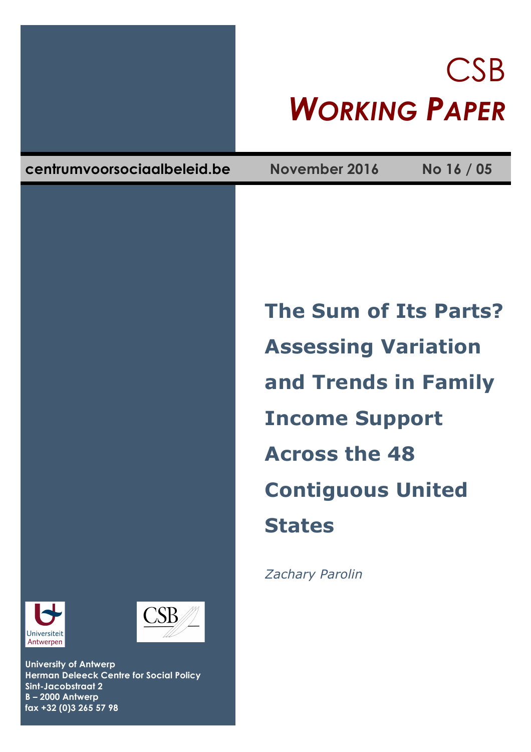# CSB *WORKING PAPER*

**centrumvoorsociaalbeleid.be** **November 2016** **No 16 / 05**

## The Sum of Its Parts? Assessing Variation and Trends in Family Income Support Across the 48 Contiguous United States

*Zachary Parolin*

**University of Antwerp**
**Herman Deleeck Centre for Social Policy**
**Sint-Jacobstraat 2**
**B – 2000 Antwerp**
**fax +32 (0)3 265 57 98**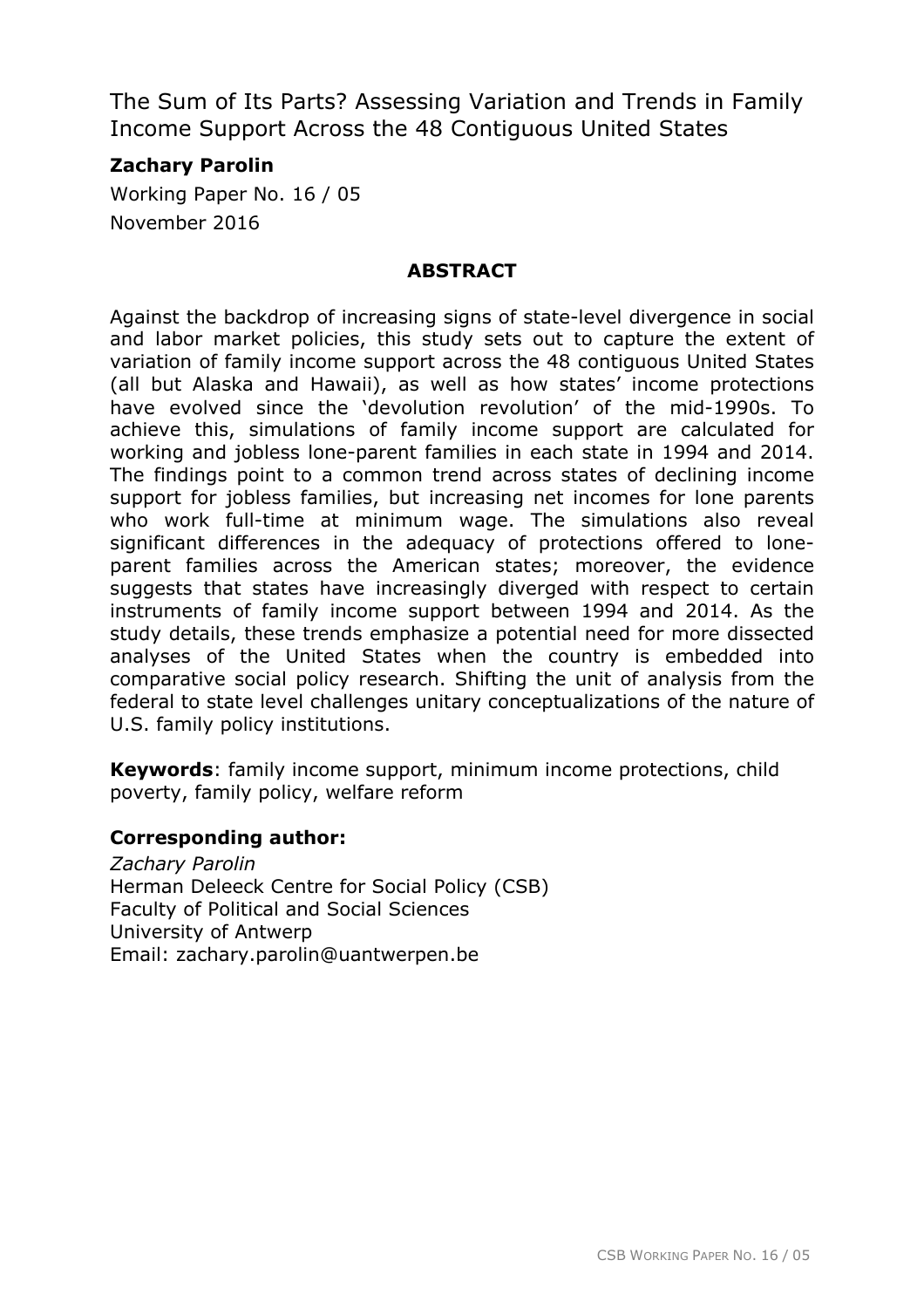# The Sum of Its Parts? Assessing Variation and Trends in Family Income Support Across the 48 Contiguous United States

**Zachary Parolin**

Working Paper No. 16 / 05

November 2016

## ABSTRACT

Against the backdrop of increasing signs of state-level divergence in social and labor market policies, this study sets out to capture the extent of variation of family income support across the 48 contiguous United States (all but Alaska and Hawaii), as well as how states' income protections have evolved since the 'devolution revolution' of the mid-1990s. To achieve this, simulations of family income support are calculated for working and jobless lone-parent families in each state in 1994 and 2014. The findings point to a common trend across states of declining income support for jobless families, but increasing net incomes for lone parents who work full-time at minimum wage. The simulations also reveal significant differences in the adequacy of protections offered to lone-parent families across the American states; moreover, the evidence suggests that states have increasingly diverged with respect to certain instruments of family income support between 1994 and 2014. As the study details, these trends emphasize a potential need for more dissected analyses of the United States when the country is embedded into comparative social policy research. Shifting the unit of analysis from the federal to state level challenges unitary conceptualizations of the nature of U.S. family policy institutions.

**Keywords**: family income support, minimum income protections, child poverty, family policy, welfare reform

**Corresponding author:**

*Zachary Parolin*
Herman Deleeck Centre for Social Policy (CSB)
Faculty of Political and Social Sciences
University of Antwerp
Email: zachary.parolin@uantwerpen.be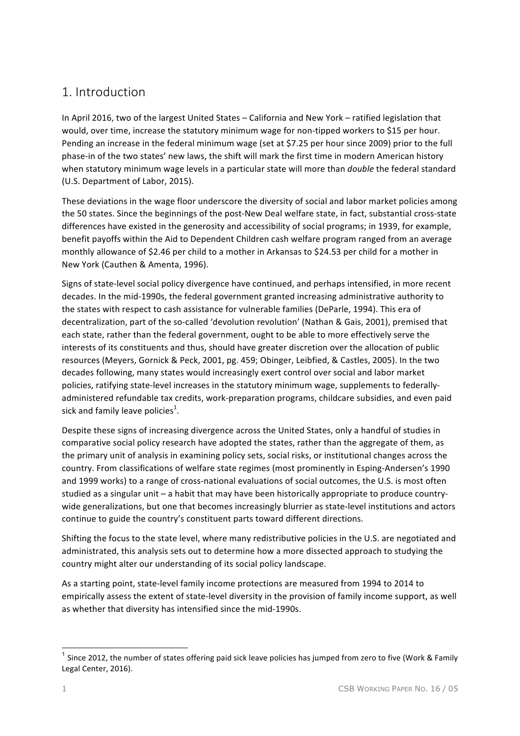# 1. Introduction

In April 2016, two of the largest United States – California and New York – ratified legislation that would, over time, increase the statutory minimum wage for non-tipped workers to $15 per hour. Pending an increase in the federal minimum wage (set at $7.25 per hour since 2009) prior to the full phase-in of the two states' new laws, the shift will mark the first time in modern American history when statutory minimum wage levels in a particular state will more than *double* the federal standard (U.S. Department of Labor, 2015).

These deviations in the wage floor underscore the diversity of social and labor market policies among the 50 states. Since the beginnings of the post-New Deal welfare state, in fact, substantial cross-state differences have existed in the generosity and accessibility of social programs; in 1939, for example, benefit payoffs within the Aid to Dependent Children cash welfare program ranged from an average monthly allowance of $2.46 per child to a mother in Arkansas to $24.53 per child for a mother in New York (Cauthen & Amenta, 1996).

Signs of state-level social policy divergence have continued, and perhaps intensified, in more recent decades. In the mid-1990s, the federal government granted increasing administrative authority to the states with respect to cash assistance for vulnerable families (DeParle, 1994). This era of decentralization, part of the so-called 'devolution revolution' (Nathan & Gais, 2001), premised that each state, rather than the federal government, ought to be able to more effectively serve the interests of its constituents and thus, should have greater discretion over the allocation of public resources (Meyers, Gornick & Peck, 2001, pg. 459; Obinger, Leibfied, & Castles, 2005). In the two decades following, many states would increasingly exert control over social and labor market policies, ratifying state-level increases in the statutory minimum wage, supplements to federally-administered refundable tax credits, work-preparation programs, childcare subsidies, and even paid sick and family leave policies[1].

Despite these signs of increasing divergence across the United States, only a handful of studies in comparative social policy research have adopted the states, rather than the aggregate of them, as the primary unit of analysis in examining policy sets, social risks, or institutional changes across the country. From classifications of welfare state regimes (most prominently in Esping-Andersen's 1990 and 1999 works) to a range of cross-national evaluations of social outcomes, the U.S. is most often studied as a singular unit – a habit that may have been historically appropriate to produce country-wide generalizations, but one that becomes increasingly blurrier as state-level institutions and actors continue to guide the country's constituent parts toward different directions.

Shifting the focus to the state level, where many redistributive policies in the U.S. are negotiated and administrated, this analysis sets out to determine how a more dissected approach to studying the country might alter our understanding of its social policy landscape.

As a starting point, state-level family income protections are measured from 1994 to 2014 to empirically assess the extent of state-level diversity in the provision of family income support, as well as whether that diversity has intensified since the mid-1990s.

[1] Since 2012, the number of states offering paid sick leave policies has jumped from zero to five (Work & Family Legal Center, 2016).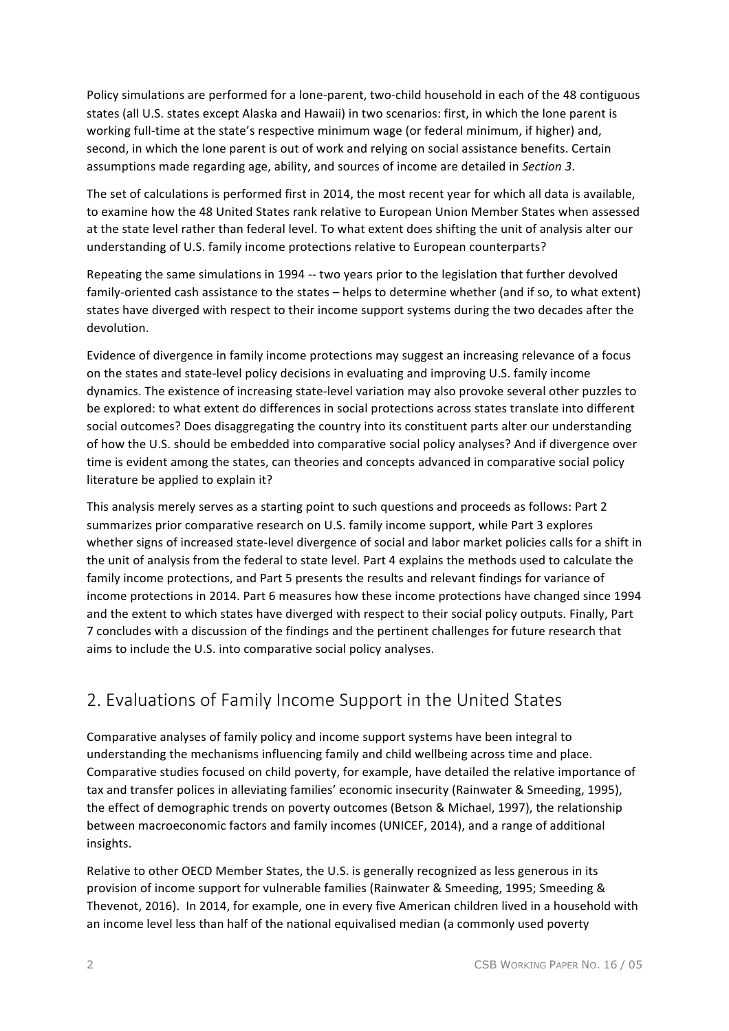Policy simulations are performed for a lone-parent, two-child household in each of the 48 contiguous states (all U.S. states except Alaska and Hawaii) in two scenarios: first, in which the lone parent is working full-time at the state's respective minimum wage (or federal minimum, if higher) and, second, in which the lone parent is out of work and relying on social assistance benefits. Certain assumptions made regarding age, ability, and sources of income are detailed in *Section 3*.

The set of calculations is performed first in 2014, the most recent year for which all data is available, to examine how the 48 United States rank relative to European Union Member States when assessed at the state level rather than federal level. To what extent does shifting the unit of analysis alter our understanding of U.S. family income protections relative to European counterparts?

Repeating the same simulations in 1994 -- two years prior to the legislation that further devolved family-oriented cash assistance to the states – helps to determine whether (and if so, to what extent) states have diverged with respect to their income support systems during the two decades after the devolution.

Evidence of divergence in family income protections may suggest an increasing relevance of a focus on the states and state-level policy decisions in evaluating and improving U.S. family income dynamics. The existence of increasing state-level variation may also provoke several other puzzles to be explored: to what extent do differences in social protections across states translate into different social outcomes? Does disaggregating the country into its constituent parts alter our understanding of how the U.S. should be embedded into comparative social policy analyses? And if divergence over time is evident among the states, can theories and concepts advanced in comparative social policy literature be applied to explain it?

This analysis merely serves as a starting point to such questions and proceeds as follows: Part 2 summarizes prior comparative research on U.S. family income support, while Part 3 explores whether signs of increased state-level divergence of social and labor market policies calls for a shift in the unit of analysis from the federal to state level. Part 4 explains the methods used to calculate the family income protections, and Part 5 presents the results and relevant findings for variance of income protections in 2014. Part 6 measures how these income protections have changed since 1994 and the extent to which states have diverged with respect to their social policy outputs. Finally, Part 7 concludes with a discussion of the findings and the pertinent challenges for future research that aims to include the U.S. into comparative social policy analyses.

## 2. Evaluations of Family Income Support in the United States

Comparative analyses of family policy and income support systems have been integral to understanding the mechanisms influencing family and child wellbeing across time and place. Comparative studies focused on child poverty, for example, have detailed the relative importance of tax and transfer polices in alleviating families' economic insecurity (Rainwater & Smeeding, 1995), the effect of demographic trends on poverty outcomes (Betson & Michael, 1997), the relationship between macroeconomic factors and family incomes (UNICEF, 2014), and a range of additional insights.

Relative to other OECD Member States, the U.S. is generally recognized as less generous in its provision of income support for vulnerable families (Rainwater & Smeeding, 1995; Smeeding & Thevenot, 2016). In 2014, for example, one in every five American children lived in a household with an income level less than half of the national equivalised median (a commonly used poverty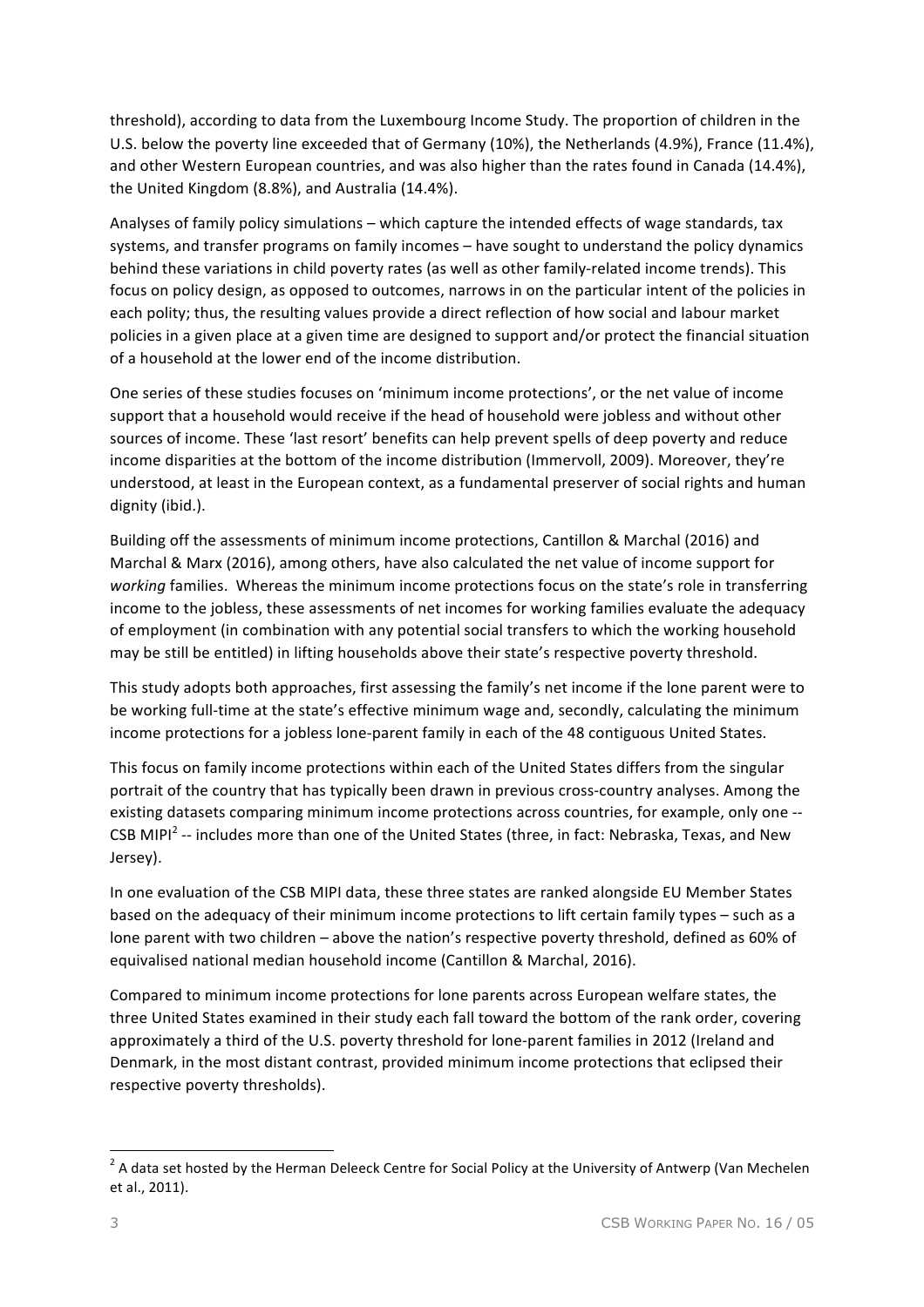threshold), according to data from the Luxembourg Income Study. The proportion of children in the U.S. below the poverty line exceeded that of Germany (10%), the Netherlands (4.9%), France (11.4%), and other Western European countries, and was also higher than the rates found in Canada (14.4%), the United Kingdom (8.8%), and Australia (14.4%).

Analyses of family policy simulations – which capture the intended effects of wage standards, tax systems, and transfer programs on family incomes – have sought to understand the policy dynamics behind these variations in child poverty rates (as well as other family-related income trends). This focus on policy design, as opposed to outcomes, narrows in on the particular intent of the policies in each polity; thus, the resulting values provide a direct reflection of how social and labour market policies in a given place at a given time are designed to support and/or protect the financial situation of a household at the lower end of the income distribution.

One series of these studies focuses on 'minimum income protections', or the net value of income support that a household would receive if the head of household were jobless and without other sources of income. These 'last resort' benefits can help prevent spells of deep poverty and reduce income disparities at the bottom of the income distribution (Immervoll, 2009). Moreover, they're understood, at least in the European context, as a fundamental preserver of social rights and human dignity (ibid.).

Building off the assessments of minimum income protections, Cantillon & Marchal (2016) and Marchal & Marx (2016), among others, have also calculated the net value of income support for *working* families. Whereas the minimum income protections focus on the state's role in transferring income to the jobless, these assessments of net incomes for working families evaluate the adequacy of employment (in combination with any potential social transfers to which the working household may be still be entitled) in lifting households above their state's respective poverty threshold.

This study adopts both approaches, first assessing the family's net income if the lone parent were to be working full-time at the state's effective minimum wage and, secondly, calculating the minimum income protections for a jobless lone-parent family in each of the 48 contiguous United States.

This focus on family income protections within each of the United States differs from the singular portrait of the country that has typically been drawn in previous cross-country analyses. Among the existing datasets comparing minimum income protections across countries, for example, only one -- CSB MIPI[2] -- includes more than one of the United States (three, in fact: Nebraska, Texas, and New Jersey).

In one evaluation of the CSB MIPI data, these three states are ranked alongside EU Member States based on the adequacy of their minimum income protections to lift certain family types – such as a lone parent with two children – above the nation's respective poverty threshold, defined as 60% of equivalised national median household income (Cantillon & Marchal, 2016).

Compared to minimum income protections for lone parents across European welfare states, the three United States examined in their study each fall toward the bottom of the rank order, covering approximately a third of the U.S. poverty threshold for lone-parent families in 2012 (Ireland and Denmark, in the most distant contrast, provided minimum income protections that eclipsed their respective poverty thresholds).

[2] A data set hosted by the Herman Deleeck Centre for Social Policy at the University of Antwerp (Van Mechelen et al., 2011).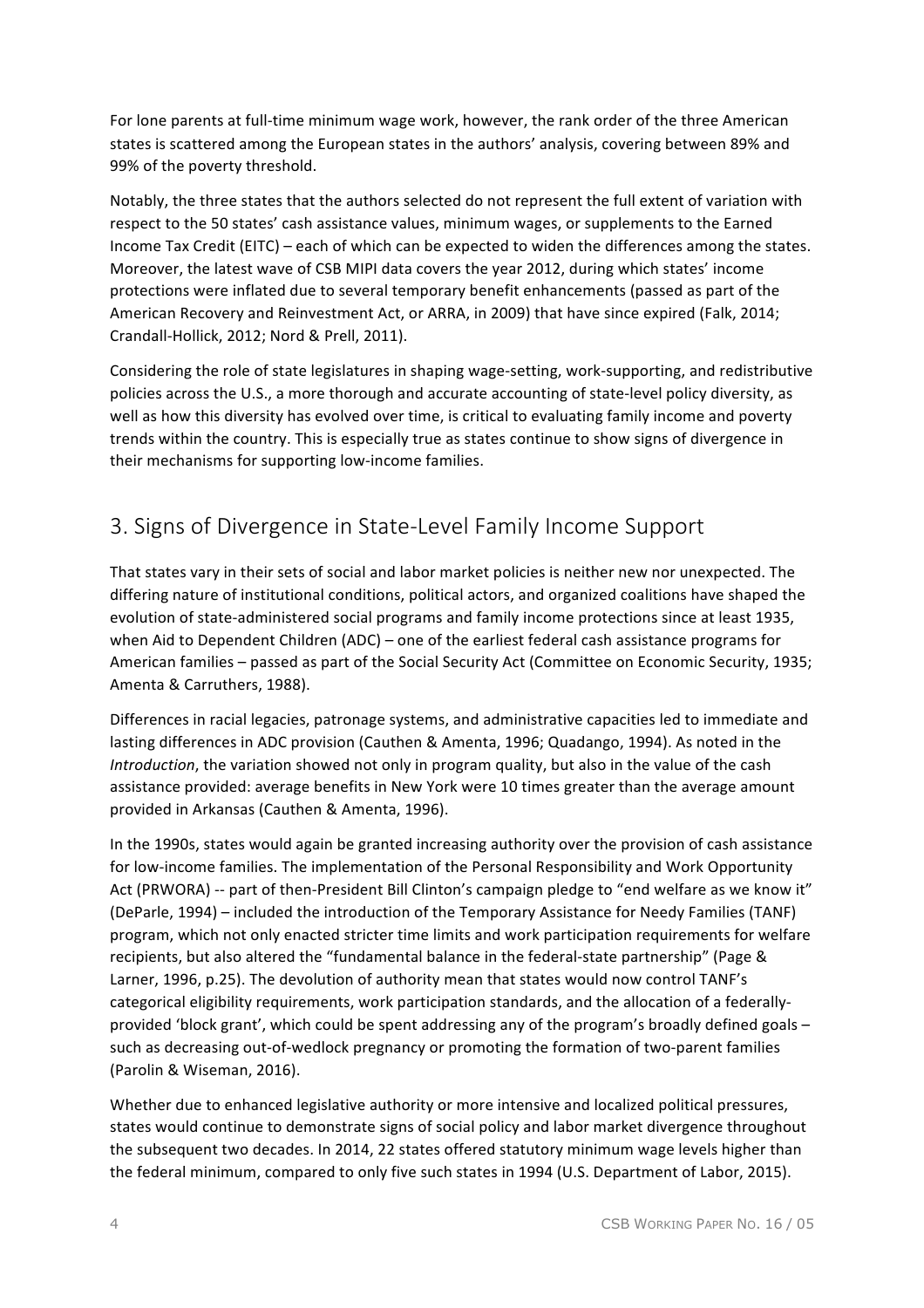For lone parents at full-time minimum wage work, however, the rank order of the three American states is scattered among the European states in the authors' analysis, covering between 89% and 99% of the poverty threshold.

Notably, the three states that the authors selected do not represent the full extent of variation with respect to the 50 states' cash assistance values, minimum wages, or supplements to the Earned Income Tax Credit (EITC) – each of which can be expected to widen the differences among the states. Moreover, the latest wave of CSB MIPI data covers the year 2012, during which states' income protections were inflated due to several temporary benefit enhancements (passed as part of the American Recovery and Reinvestment Act, or ARRA, in 2009) that have since expired (Falk, 2014; Crandall-Hollick, 2012; Nord & Prell, 2011).

Considering the role of state legislatures in shaping wage-setting, work-supporting, and redistributive policies across the U.S., a more thorough and accurate accounting of state-level policy diversity, as well as how this diversity has evolved over time, is critical to evaluating family income and poverty trends within the country. This is especially true as states continue to show signs of divergence in their mechanisms for supporting low-income families.

## 3. Signs of Divergence in State-Level Family Income Support

That states vary in their sets of social and labor market policies is neither new nor unexpected. The differing nature of institutional conditions, political actors, and organized coalitions have shaped the evolution of state-administered social programs and family income protections since at least 1935, when Aid to Dependent Children (ADC) – one of the earliest federal cash assistance programs for American families – passed as part of the Social Security Act (Committee on Economic Security, 1935; Amenta & Carruthers, 1988).

Differences in racial legacies, patronage systems, and administrative capacities led to immediate and lasting differences in ADC provision (Cauthen & Amenta, 1996; Quadango, 1994). As noted in the *Introduction*, the variation showed not only in program quality, but also in the value of the cash assistance provided: average benefits in New York were 10 times greater than the average amount provided in Arkansas (Cauthen & Amenta, 1996).

In the 1990s, states would again be granted increasing authority over the provision of cash assistance for low-income families. The implementation of the Personal Responsibility and Work Opportunity Act (PRWORA) -- part of then-President Bill Clinton's campaign pledge to "end welfare as we know it" (DeParle, 1994) – included the introduction of the Temporary Assistance for Needy Families (TANF) program, which not only enacted stricter time limits and work participation requirements for welfare recipients, but also altered the "fundamental balance in the federal-state partnership" (Page & Larner, 1996, p.25). The devolution of authority mean that states would now control TANF's categorical eligibility requirements, work participation standards, and the allocation of a federally-provided 'block grant', which could be spent addressing any of the program's broadly defined goals – such as decreasing out-of-wedlock pregnancy or promoting the formation of two-parent families (Parolin & Wiseman, 2016).

Whether due to enhanced legislative authority or more intensive and localized political pressures, states would continue to demonstrate signs of social policy and labor market divergence throughout the subsequent two decades. In 2014, 22 states offered statutory minimum wage levels higher than the federal minimum, compared to only five such states in 1994 (U.S. Department of Labor, 2015).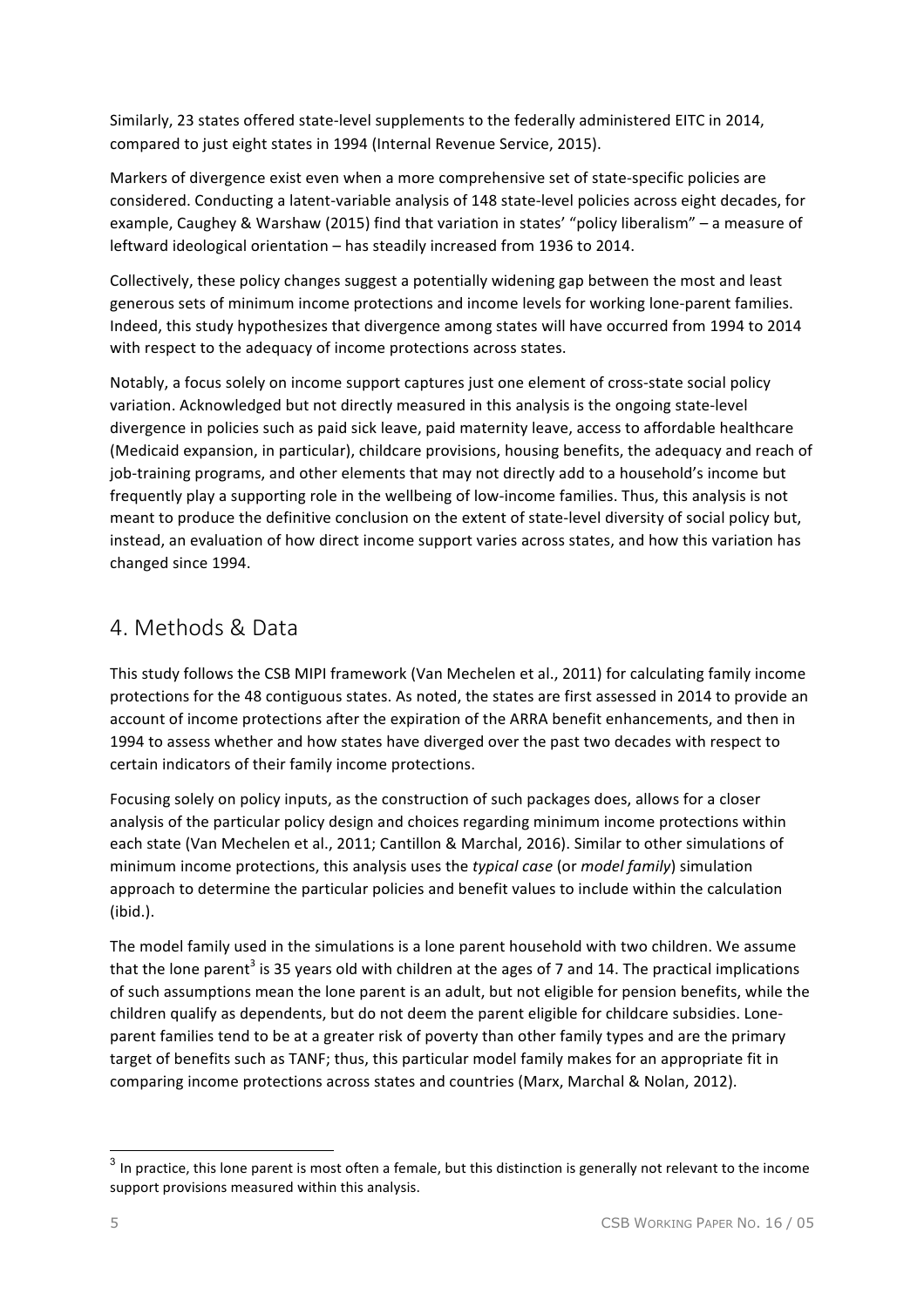Similarly, 23 states offered state-level supplements to the federally administered EITC in 2014, compared to just eight states in 1994 (Internal Revenue Service, 2015).

Markers of divergence exist even when a more comprehensive set of state-specific policies are considered. Conducting a latent-variable analysis of 148 state-level policies across eight decades, for example, Caughey & Warshaw (2015) find that variation in states' "policy liberalism" – a measure of leftward ideological orientation – has steadily increased from 1936 to 2014.

Collectively, these policy changes suggest a potentially widening gap between the most and least generous sets of minimum income protections and income levels for working lone-parent families. Indeed, this study hypothesizes that divergence among states will have occurred from 1994 to 2014 with respect to the adequacy of income protections across states.

Notably, a focus solely on income support captures just one element of cross-state social policy variation. Acknowledged but not directly measured in this analysis is the ongoing state-level divergence in policies such as paid sick leave, paid maternity leave, access to affordable healthcare (Medicaid expansion, in particular), childcare provisions, housing benefits, the adequacy and reach of job-training programs, and other elements that may not directly add to a household's income but frequently play a supporting role in the wellbeing of low-income families. Thus, this analysis is not meant to produce the definitive conclusion on the extent of state-level diversity of social policy but, instead, an evaluation of how direct income support varies across states, and how this variation has changed since 1994.

## 4. Methods & Data

This study follows the CSB MIPI framework (Van Mechelen et al., 2011) for calculating family income protections for the 48 contiguous states. As noted, the states are first assessed in 2014 to provide an account of income protections after the expiration of the ARRA benefit enhancements, and then in 1994 to assess whether and how states have diverged over the past two decades with respect to certain indicators of their family income protections.

Focusing solely on policy inputs, as the construction of such packages does, allows for a closer analysis of the particular policy design and choices regarding minimum income protections within each state (Van Mechelen et al., 2011; Cantillon & Marchal, 2016). Similar to other simulations of minimum income protections, this analysis uses the *typical case* (or *model family*) simulation approach to determine the particular policies and benefit values to include within the calculation (ibid.).

The model family used in the simulations is a lone parent household with two children. We assume that the lone parent[3] is 35 years old with children at the ages of 7 and 14. The practical implications of such assumptions mean the lone parent is an adult, but not eligible for pension benefits, while the children qualify as dependents, but do not deem the parent eligible for childcare subsidies. Lone-parent families tend to be at a greater risk of poverty than other family types and are the primary target of benefits such as TANF; thus, this particular model family makes for an appropriate fit in comparing income protections across states and countries (Marx, Marchal & Nolan, 2012).

[3] In practice, this lone parent is most often a female, but this distinction is generally not relevant to the income support provisions measured within this analysis.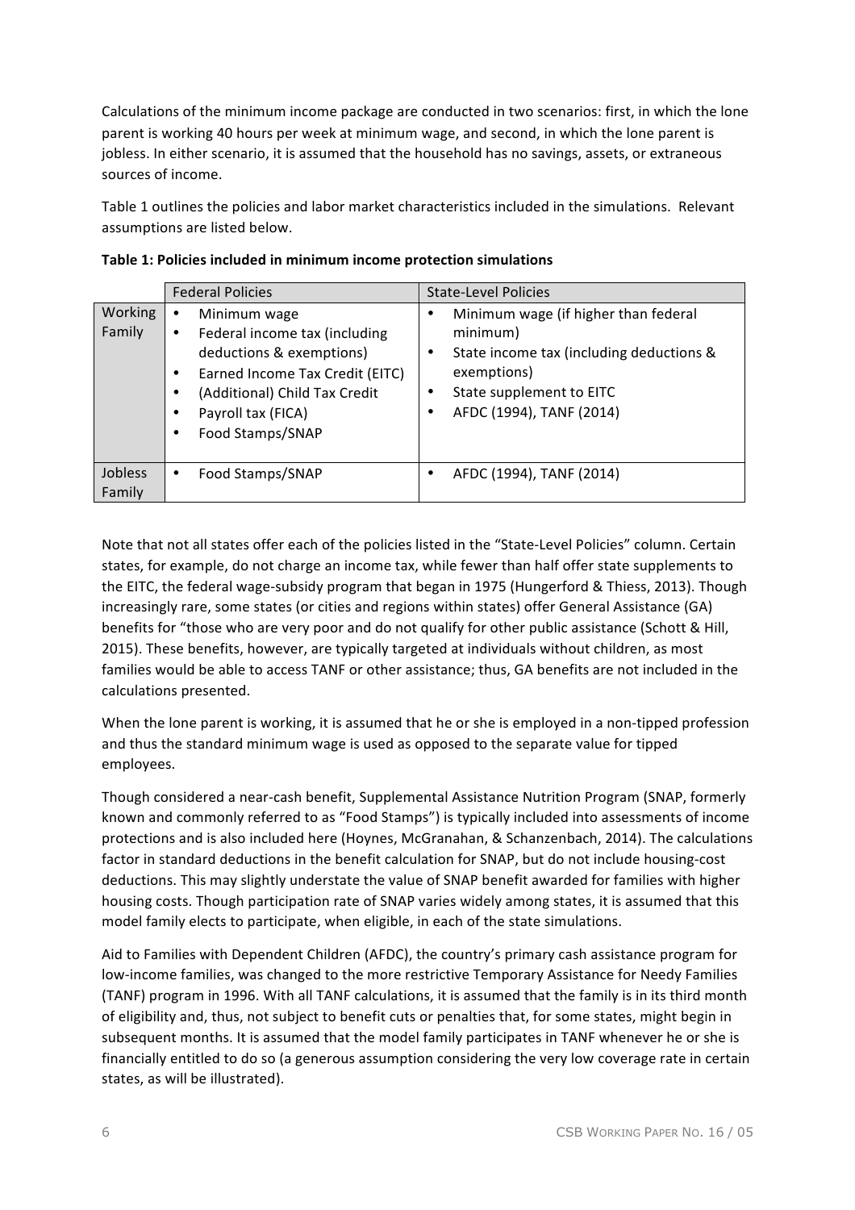Calculations of the minimum income package are conducted in two scenarios: first, in which the lone parent is working 40 hours per week at minimum wage, and second, in which the lone parent is jobless. In either scenario, it is assumed that the household has no savings, assets, or extraneous sources of income.

Table 1 outlines the policies and labor market characteristics included in the simulations. Relevant assumptions are listed below.

**Table 1: Policies included in minimum income protection simulations**

| | Federal Policies | State-Level Policies |
|---|---|---|
| Working Family | • Minimum wage<br>• Federal income tax (including deductions & exemptions)<br>• Earned Income Tax Credit (EITC)<br>• (Additional) Child Tax Credit<br>• Payroll tax (FICA)<br>• Food Stamps/SNAP | • Minimum wage (if higher than federal minimum)<br>• State income tax (including deductions & exemptions)<br>• State supplement to EITC<br>• AFDC (1994), TANF (2014) |
| Jobless Family | • Food Stamps/SNAP | • AFDC (1994), TANF (2014) |

Note that not all states offer each of the policies listed in the "State-Level Policies" column. Certain states, for example, do not charge an income tax, while fewer than half offer state supplements to the EITC, the federal wage-subsidy program that began in 1975 (Hungerford & Thiess, 2013). Though increasingly rare, some states (or cities and regions within states) offer General Assistance (GA) benefits for "those who are very poor and do not qualify for other public assistance (Schott & Hill, 2015). These benefits, however, are typically targeted at individuals without children, as most families would be able to access TANF or other assistance; thus, GA benefits are not included in the calculations presented.

When the lone parent is working, it is assumed that he or she is employed in a non-tipped profession and thus the standard minimum wage is used as opposed to the separate value for tipped employees.

Though considered a near-cash benefit, Supplemental Assistance Nutrition Program (SNAP, formerly known and commonly referred to as "Food Stamps") is typically included into assessments of income protections and is also included here (Hoynes, McGranahan, & Schanzenbach, 2014). The calculations factor in standard deductions in the benefit calculation for SNAP, but do not include housing-cost deductions. This may slightly understate the value of SNAP benefit awarded for families with higher housing costs. Though participation rate of SNAP varies widely among states, it is assumed that this model family elects to participate, when eligible, in each of the state simulations.

Aid to Families with Dependent Children (AFDC), the country's primary cash assistance program for low-income families, was changed to the more restrictive Temporary Assistance for Needy Families (TANF) program in 1996. With all TANF calculations, it is assumed that the family is in its third month of eligibility and, thus, not subject to benefit cuts or penalties that, for some states, might begin in subsequent months. It is assumed that the model family participates in TANF whenever he or she is financially entitled to do so (a generous assumption considering the very low coverage rate in certain states, as will be illustrated).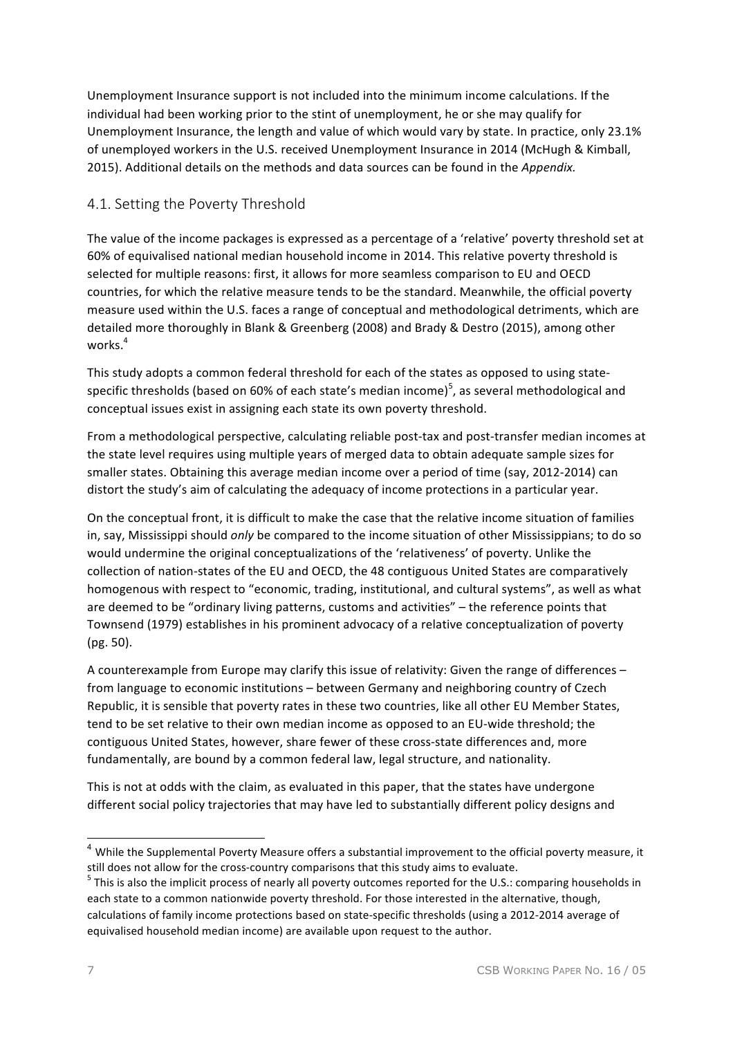Unemployment Insurance support is not included into the minimum income calculations. If the individual had been working prior to the stint of unemployment, he or she may qualify for Unemployment Insurance, the length and value of which would vary by state. In practice, only 23.1% of unemployed workers in the U.S. received Unemployment Insurance in 2014 (McHugh & Kimball, 2015). Additional details on the methods and data sources can be found in the *Appendix.*

## 4.1. Setting the Poverty Threshold

The value of the income packages is expressed as a percentage of a 'relative' poverty threshold set at 60% of equivalised national median household income in 2014. This relative poverty threshold is selected for multiple reasons: first, it allows for more seamless comparison to EU and OECD countries, for which the relative measure tends to be the standard. Meanwhile, the official poverty measure used within the U.S. faces a range of conceptual and methodological detriments, which are detailed more thoroughly in Blank & Greenberg (2008) and Brady & Destro (2015), among other works.[4]

This study adopts a common federal threshold for each of the states as opposed to using state-specific thresholds (based on 60% of each state's median income)[5], as several methodological and conceptual issues exist in assigning each state its own poverty threshold.

From a methodological perspective, calculating reliable post-tax and post-transfer median incomes at the state level requires using multiple years of merged data to obtain adequate sample sizes for smaller states. Obtaining this average median income over a period of time (say, 2012-2014) can distort the study's aim of calculating the adequacy of income protections in a particular year.

On the conceptual front, it is difficult to make the case that the relative income situation of families in, say, Mississippi should *only* be compared to the income situation of other Mississippians; to do so would undermine the original conceptualizations of the 'relativeness' of poverty. Unlike the collection of nation-states of the EU and OECD, the 48 contiguous United States are comparatively homogenous with respect to "economic, trading, institutional, and cultural systems", as well as what are deemed to be "ordinary living patterns, customs and activities" – the reference points that Townsend (1979) establishes in his prominent advocacy of a relative conceptualization of poverty (pg. 50).

A counterexample from Europe may clarify this issue of relativity: Given the range of differences – from language to economic institutions – between Germany and neighboring country of Czech Republic, it is sensible that poverty rates in these two countries, like all other EU Member States, tend to be set relative to their own median income as opposed to an EU-wide threshold; the contiguous United States, however, share fewer of these cross-state differences and, more fundamentally, are bound by a common federal law, legal structure, and nationality.

This is not at odds with the claim, as evaluated in this paper, that the states have undergone different social policy trajectories that may have led to substantially different policy designs and

---

[4] While the Supplemental Poverty Measure offers a substantial improvement to the official poverty measure, it still does not allow for the cross-country comparisons that this study aims to evaluate.

[5] This is also the implicit process of nearly all poverty outcomes reported for the U.S.: comparing households in each state to a common nationwide poverty threshold. For those interested in the alternative, though, calculations of family income protections based on state-specific thresholds (using a 2012-2014 average of equivalised household median income) are available upon request to the author.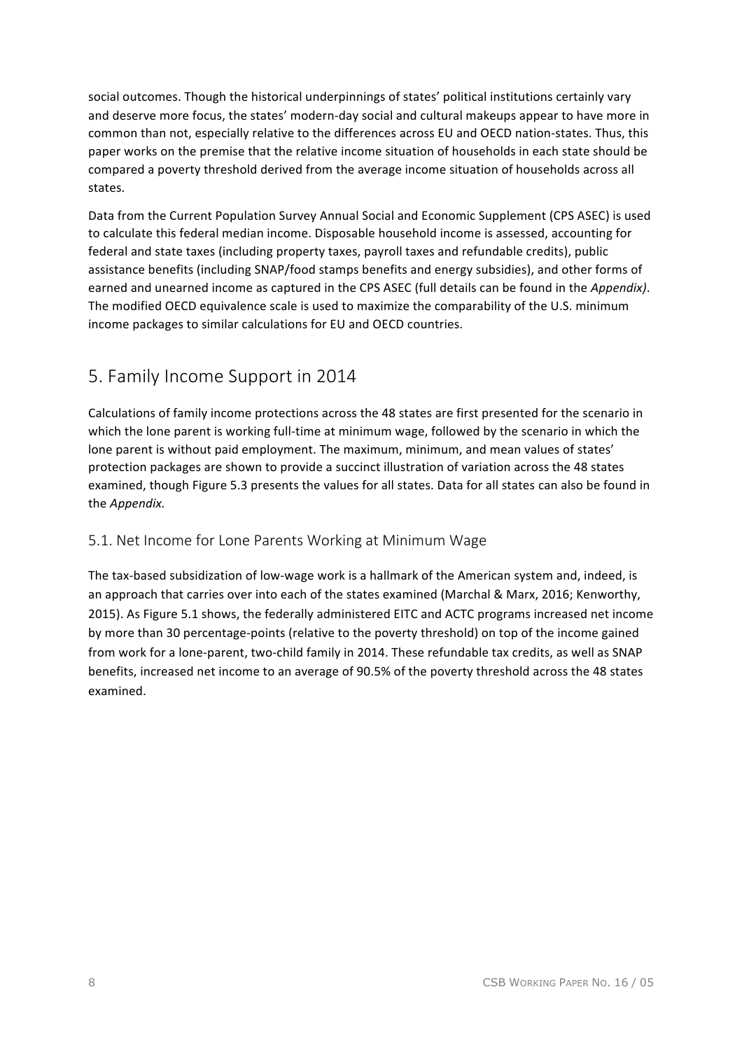social outcomes. Though the historical underpinnings of states' political institutions certainly vary and deserve more focus, the states' modern-day social and cultural makeups appear to have more in common than not, especially relative to the differences across EU and OECD nation-states. Thus, this paper works on the premise that the relative income situation of households in each state should be compared a poverty threshold derived from the average income situation of households across all states.

Data from the Current Population Survey Annual Social and Economic Supplement (CPS ASEC) is used to calculate this federal median income. Disposable household income is assessed, accounting for federal and state taxes (including property taxes, payroll taxes and refundable credits), public assistance benefits (including SNAP/food stamps benefits and energy subsidies), and other forms of earned and unearned income as captured in the CPS ASEC (full details can be found in the *Appendix)*. The modified OECD equivalence scale is used to maximize the comparability of the U.S. minimum income packages to similar calculations for EU and OECD countries.

# 5. Family Income Support in 2014

Calculations of family income protections across the 48 states are first presented for the scenario in which the lone parent is working full-time at minimum wage, followed by the scenario in which the lone parent is without paid employment. The maximum, minimum, and mean values of states' protection packages are shown to provide a succinct illustration of variation across the 48 states examined, though Figure 5.3 presents the values for all states. Data for all states can also be found in the *Appendix.*

## 5.1. Net Income for Lone Parents Working at Minimum Wage

The tax-based subsidization of low-wage work is a hallmark of the American system and, indeed, is an approach that carries over into each of the states examined (Marchal & Marx, 2016; Kenworthy, 2015). As Figure 5.1 shows, the federally administered EITC and ACTC programs increased net income by more than 30 percentage-points (relative to the poverty threshold) on top of the income gained from work for a lone-parent, two-child family in 2014. These refundable tax credits, as well as SNAP benefits, increased net income to an average of 90.5% of the poverty threshold across the 48 states examined.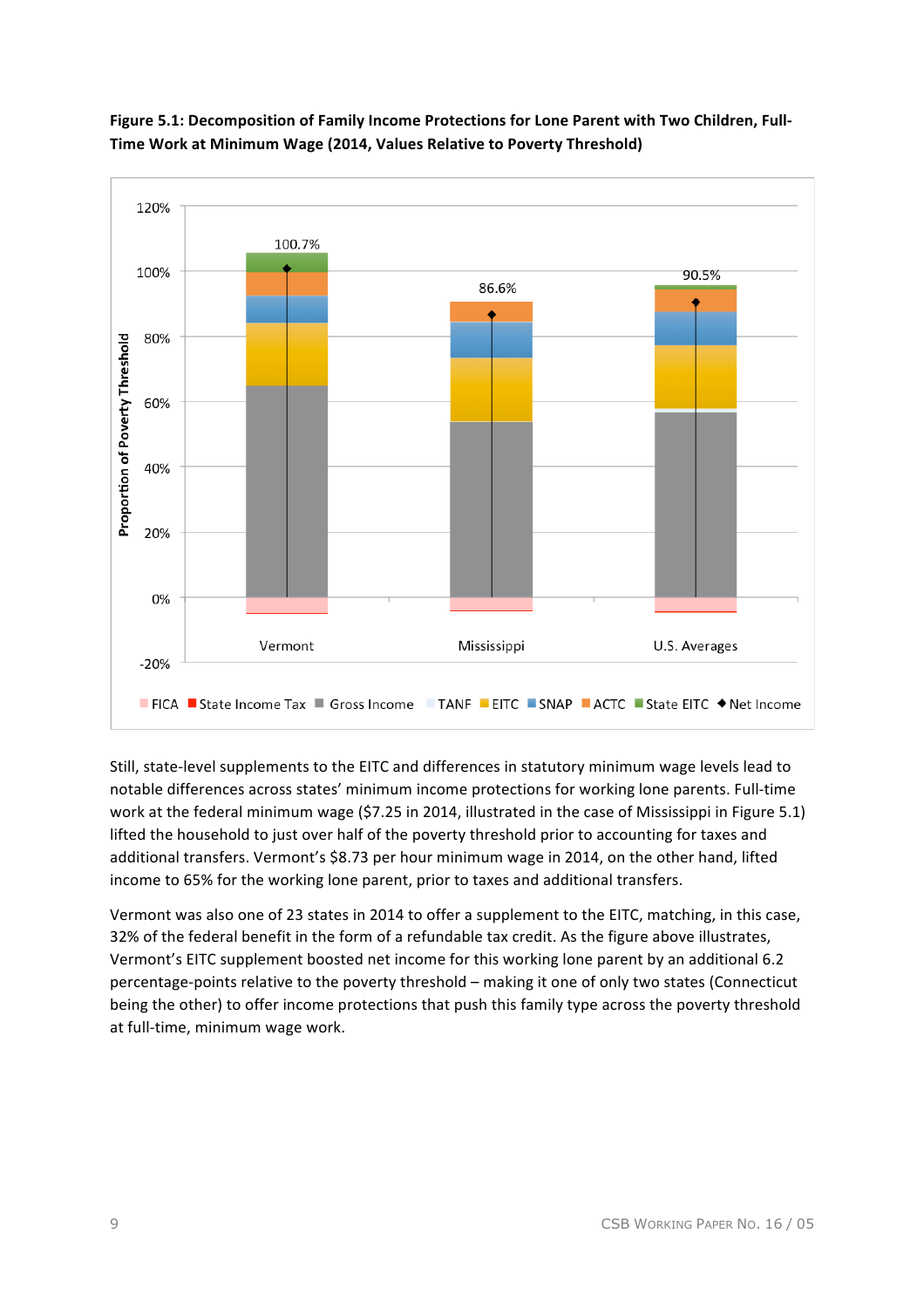**Figure 5.1: Decomposition of Family Income Protections for Lone Parent with Two Children, Full-Time Work at Minimum Wage (2014, Values Relative to Poverty Threshold)**

Still, state-level supplements to the EITC and differences in statutory minimum wage levels lead to notable differences across states' minimum income protections for working lone parents. Full-time work at the federal minimum wage ($7.25 in 2014, illustrated in the case of Mississippi in Figure 5.1) lifted the household to just over half of the poverty threshold prior to accounting for taxes and additional transfers. Vermont's $8.73 per hour minimum wage in 2014, on the other hand, lifted income to 65% for the working lone parent, prior to taxes and additional transfers.

Vermont was also one of 23 states in 2014 to offer a supplement to the EITC, matching, in this case, 32% of the federal benefit in the form of a refundable tax credit. As the figure above illustrates, Vermont's EITC supplement boosted net income for this working lone parent by an additional 6.2 percentage-points relative to the poverty threshold – making it one of only two states (Connecticut being the other) to offer income protections that push this family type across the poverty threshold at full-time, minimum wage work.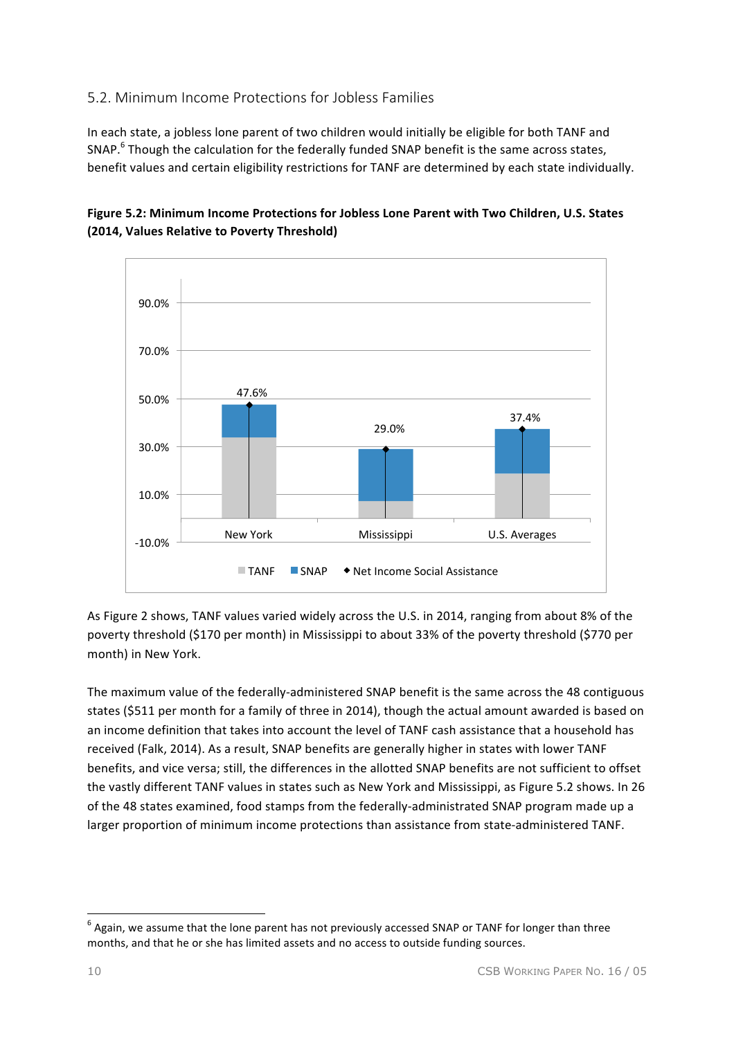## 5.2. Minimum Income Protections for Jobless Families

In each state, a jobless lone parent of two children would initially be eligible for both TANF and SNAP.[6] Though the calculation for the federally funded SNAP benefit is the same across states, benefit values and certain eligibility restrictions for TANF are determined by each state individually.

**Figure 5.2: Minimum Income Protections for Jobless Lone Parent with Two Children, U.S. States (2014, Values Relative to Poverty Threshold)**

As Figure 2 shows, TANF values varied widely across the U.S. in 2014, ranging from about 8% of the poverty threshold ($170 per month) in Mississippi to about 33% of the poverty threshold ($770 per month) in New York.

The maximum value of the federally-administered SNAP benefit is the same across the 48 contiguous states ($511 per month for a family of three in 2014), though the actual amount awarded is based on an income definition that takes into account the level of TANF cash assistance that a household has received (Falk, 2014). As a result, SNAP benefits are generally higher in states with lower TANF benefits, and vice versa; still, the differences in the allotted SNAP benefits are not sufficient to offset the vastly different TANF values in states such as New York and Mississippi, as Figure 5.2 shows. In 26 of the 48 states examined, food stamps from the federally-administrated SNAP program made up a larger proportion of minimum income protections than assistance from state-administered TANF.

---

[6] Again, we assume that the lone parent has not previously accessed SNAP or TANF for longer than three months, and that he or she has limited assets and no access to outside funding sources.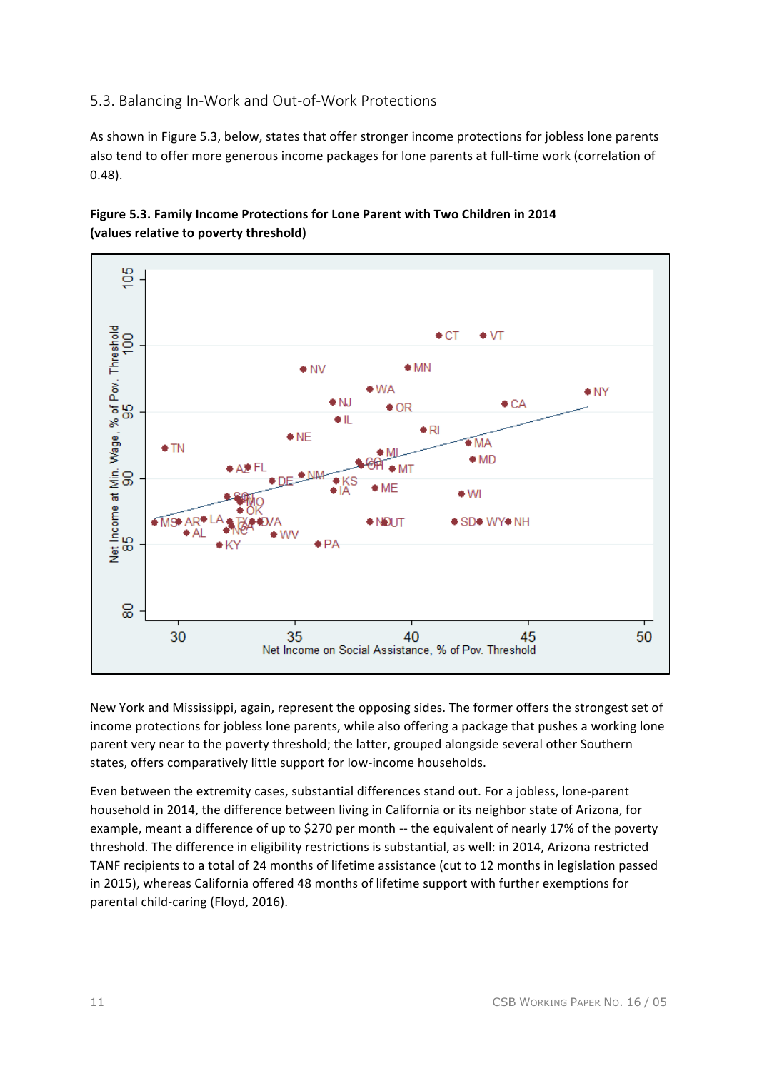### 5.3. Balancing In-Work and Out-of-Work Protections

As shown in Figure 5.3, below, states that offer stronger income protections for jobless lone parents also tend to offer more generous income packages for lone parents at full-time work (correlation of 0.48).

**Figure 5.3. Family Income Protections for Lone Parent with Two Children in 2014 (values relative to poverty threshold)**

New York and Mississippi, again, represent the opposing sides. The former offers the strongest set of income protections for jobless lone parents, while also offering a package that pushes a working lone parent very near to the poverty threshold; the latter, grouped alongside several other Southern states, offers comparatively little support for low-income households.

Even between the extremity cases, substantial differences stand out. For a jobless, lone-parent household in 2014, the difference between living in California or its neighbor state of Arizona, for example, meant a difference of up to $270 per month -- the equivalent of nearly 17% of the poverty threshold. The difference in eligibility restrictions is substantial, as well: in 2014, Arizona restricted TANF recipients to a total of 24 months of lifetime assistance (cut to 12 months in legislation passed in 2015), whereas California offered 48 months of lifetime support with further exemptions for parental child-caring (Floyd, 2016).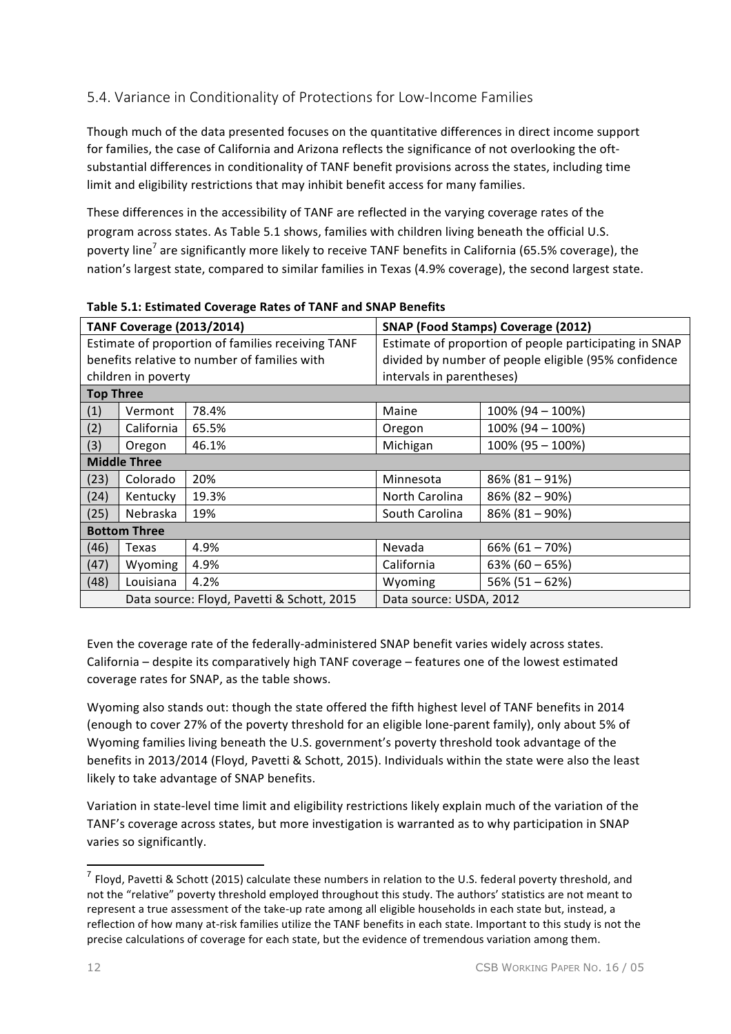## 5.4. Variance in Conditionality of Protections for Low-Income Families

Though much of the data presented focuses on the quantitative differences in direct income support for families, the case of California and Arizona reflects the significance of not overlooking the oft-substantial differences in conditionality of TANF benefit provisions across the states, including time limit and eligibility restrictions that may inhibit benefit access for many families.

These differences in the accessibility of TANF are reflected in the varying coverage rates of the program across states. As Table 5.1 shows, families with children living beneath the official U.S. poverty line[7] are significantly more likely to receive TANF benefits in California (65.5% coverage), the nation's largest state, compared to similar families in Texas (4.9% coverage), the second largest state.

**Table 5.1: Estimated Coverage Rates of TANF and SNAP Benefits**

| **TANF Coverage (2013/2014)** | | | **SNAP (Food Stamps) Coverage (2012)** | |
|---|---|---|---|---|
| Estimate of proportion of families receiving TANF benefits relative to number of families with children in poverty | | | Estimate of proportion of people participating in SNAP divided by number of people eligible (95% confidence intervals in parentheses) | |
| **Top Three** | | | | |
| (1) | Vermont | 78.4% | Maine | 100% (94 – 100%) |
| (2) | California | 65.5% | Oregon | 100% (94 – 100%) |
| (3) | Oregon | 46.1% | Michigan | 100% (95 – 100%) |
| **Middle Three** | | | | |
| (23) | Colorado | 20% | Minnesota | 86% (81 – 91%) |
| (24) | Kentucky | 19.3% | North Carolina | 86% (82 – 90%) |
| (25) | Nebraska | 19% | South Carolina | 86% (81 – 90%) |
| **Bottom Three** | | | | |
| (46) | Texas | 4.9% | Nevada | 66% (61 – 70%) |
| (47) | Wyoming | 4.9% | California | 63% (60 – 65%) |
| (48) | Louisiana | 4.2% | Wyoming | 56% (51 – 62%) |
| Data source: Floyd, Pavetti & Schott, 2015 | | | Data source: USDA, 2012 | |

Even the coverage rate of the federally-administered SNAP benefit varies widely across states. California – despite its comparatively high TANF coverage – features one of the lowest estimated coverage rates for SNAP, as the table shows.

Wyoming also stands out: though the state offered the fifth highest level of TANF benefits in 2014 (enough to cover 27% of the poverty threshold for an eligible lone-parent family), only about 5% of Wyoming families living beneath the U.S. government's poverty threshold took advantage of the benefits in 2013/2014 (Floyd, Pavetti & Schott, 2015). Individuals within the state were also the least likely to take advantage of SNAP benefits.

Variation in state-level time limit and eligibility restrictions likely explain much of the variation of the TANF's coverage across states, but more investigation is warranted as to why participation in SNAP varies so significantly.

[7] Floyd, Pavetti & Schott (2015) calculate these numbers in relation to the U.S. federal poverty threshold, and not the "relative" poverty threshold employed throughout this study. The authors' statistics are not meant to represent a true assessment of the take-up rate among all eligible households in each state but, instead, a reflection of how many at-risk families utilize the TANF benefits in each state. Important to this study is not the precise calculations of coverage for each state, but the evidence of tremendous variation among them.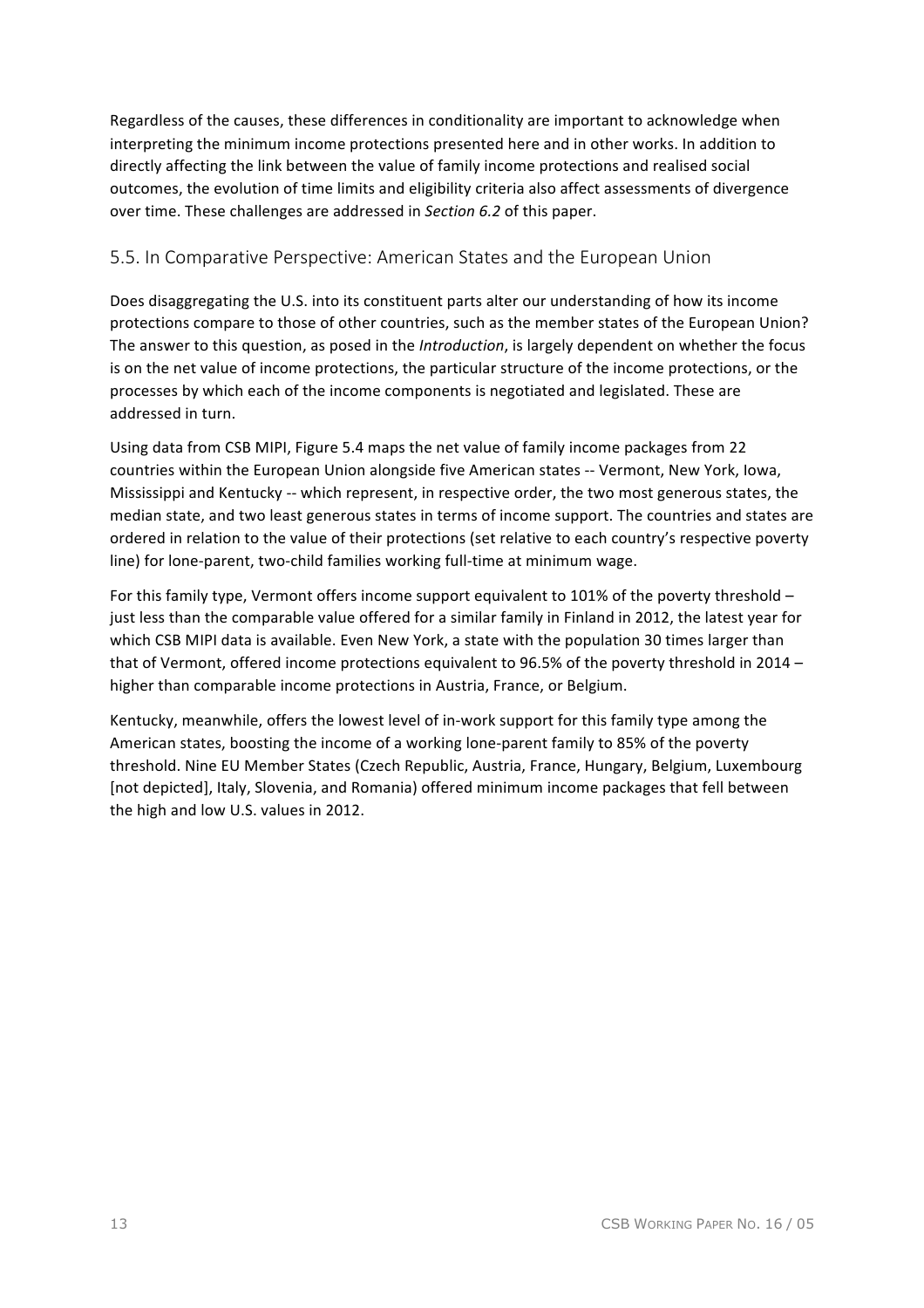Regardless of the causes, these differences in conditionality are important to acknowledge when interpreting the minimum income protections presented here and in other works. In addition to directly affecting the link between the value of family income protections and realised social outcomes, the evolution of time limits and eligibility criteria also affect assessments of divergence over time. These challenges are addressed in *Section 6.2* of this paper.

## 5.5. In Comparative Perspective: American States and the European Union

Does disaggregating the U.S. into its constituent parts alter our understanding of how its income protections compare to those of other countries, such as the member states of the European Union? The answer to this question, as posed in the *Introduction*, is largely dependent on whether the focus is on the net value of income protections, the particular structure of the income protections, or the processes by which each of the income components is negotiated and legislated. These are addressed in turn.

Using data from CSB MIPI, Figure 5.4 maps the net value of family income packages from 22 countries within the European Union alongside five American states -- Vermont, New York, Iowa, Mississippi and Kentucky -- which represent, in respective order, the two most generous states, the median state, and two least generous states in terms of income support. The countries and states are ordered in relation to the value of their protections (set relative to each country's respective poverty line) for lone-parent, two-child families working full-time at minimum wage.

For this family type, Vermont offers income support equivalent to 101% of the poverty threshold – just less than the comparable value offered for a similar family in Finland in 2012, the latest year for which CSB MIPI data is available. Even New York, a state with the population 30 times larger than that of Vermont, offered income protections equivalent to 96.5% of the poverty threshold in 2014 – higher than comparable income protections in Austria, France, or Belgium.

Kentucky, meanwhile, offers the lowest level of in-work support for this family type among the American states, boosting the income of a working lone-parent family to 85% of the poverty threshold. Nine EU Member States (Czech Republic, Austria, France, Hungary, Belgium, Luxembourg [not depicted], Italy, Slovenia, and Romania) offered minimum income packages that fell between the high and low U.S. values in 2012.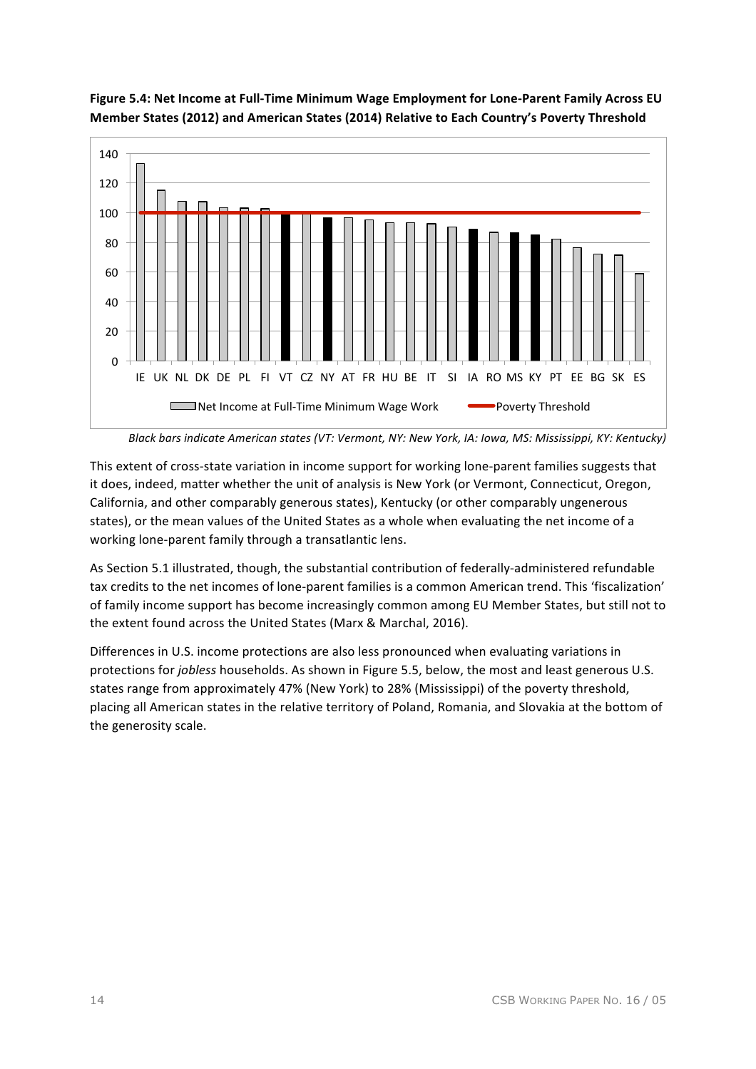**Figure 5.4: Net Income at Full-Time Minimum Wage Employment for Lone-Parent Family Across EU Member States (2012) and American States (2014) Relative to Each Country's Poverty Threshold**

*Black bars indicate American states (VT: Vermont, NY: New York, IA: Iowa, MS: Mississippi, KY: Kentucky)*

This extent of cross-state variation in income support for working lone-parent families suggests that it does, indeed, matter whether the unit of analysis is New York (or Vermont, Connecticut, Oregon, California, and other comparably generous states), Kentucky (or other comparably ungenerous states), or the mean values of the United States as a whole when evaluating the net income of a working lone-parent family through a transatlantic lens.

As Section 5.1 illustrated, though, the substantial contribution of federally-administered refundable tax credits to the net incomes of lone-parent families is a common American trend. This 'fiscalization' of family income support has become increasingly common among EU Member States, but still not to the extent found across the United States (Marx & Marchal, 2016).

Differences in U.S. income protections are also less pronounced when evaluating variations in protections for *jobless* households. As shown in Figure 5.5, below, the most and least generous U.S. states range from approximately 47% (New York) to 28% (Mississippi) of the poverty threshold, placing all American states in the relative territory of Poland, Romania, and Slovakia at the bottom of the generosity scale.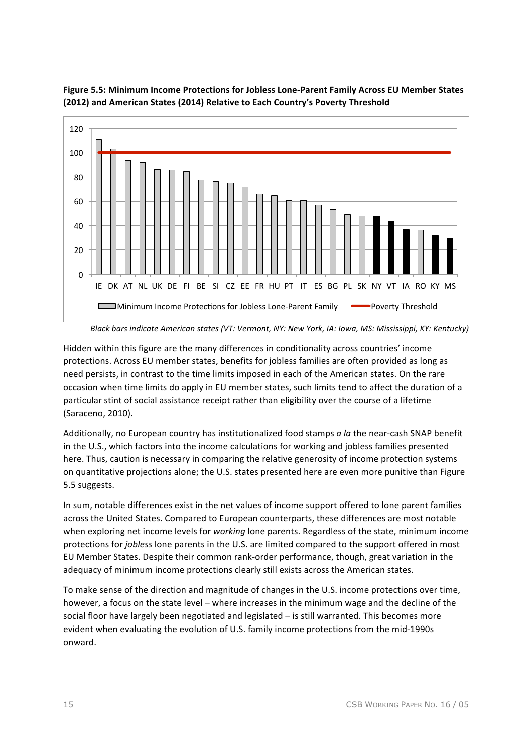**Figure 5.5: Minimum Income Protections for Jobless Lone-Parent Family Across EU Member States (2012) and American States (2014) Relative to Each Country's Poverty Threshold**

*Black bars indicate American states (VT: Vermont, NY: New York, IA: Iowa, MS: Mississippi, KY: Kentucky)*

Hidden within this figure are the many differences in conditionality across countries' income protections. Across EU member states, benefits for jobless families are often provided as long as need persists, in contrast to the time limits imposed in each of the American states. On the rare occasion when time limits do apply in EU member states, such limits tend to affect the duration of a particular stint of social assistance receipt rather than eligibility over the course of a lifetime (Saraceno, 2010).

Additionally, no European country has institutionalized food stamps *a la* the near-cash SNAP benefit in the U.S., which factors into the income calculations for working and jobless families presented here. Thus, caution is necessary in comparing the relative generosity of income protection systems on quantitative projections alone; the U.S. states presented here are even more punitive than Figure 5.5 suggests.

In sum, notable differences exist in the net values of income support offered to lone parent families across the United States. Compared to European counterparts, these differences are most notable when exploring net income levels for *working* lone parents. Regardless of the state, minimum income protections for *jobless* lone parents in the U.S. are limited compared to the support offered in most EU Member States. Despite their common rank-order performance, though, great variation in the adequacy of minimum income protections clearly still exists across the American states.

To make sense of the direction and magnitude of changes in the U.S. income protections over time, however, a focus on the state level – where increases in the minimum wage and the decline of the social floor have largely been negotiated and legislated – is still warranted. This becomes more evident when evaluating the evolution of U.S. family income protections from the mid-1990s onward.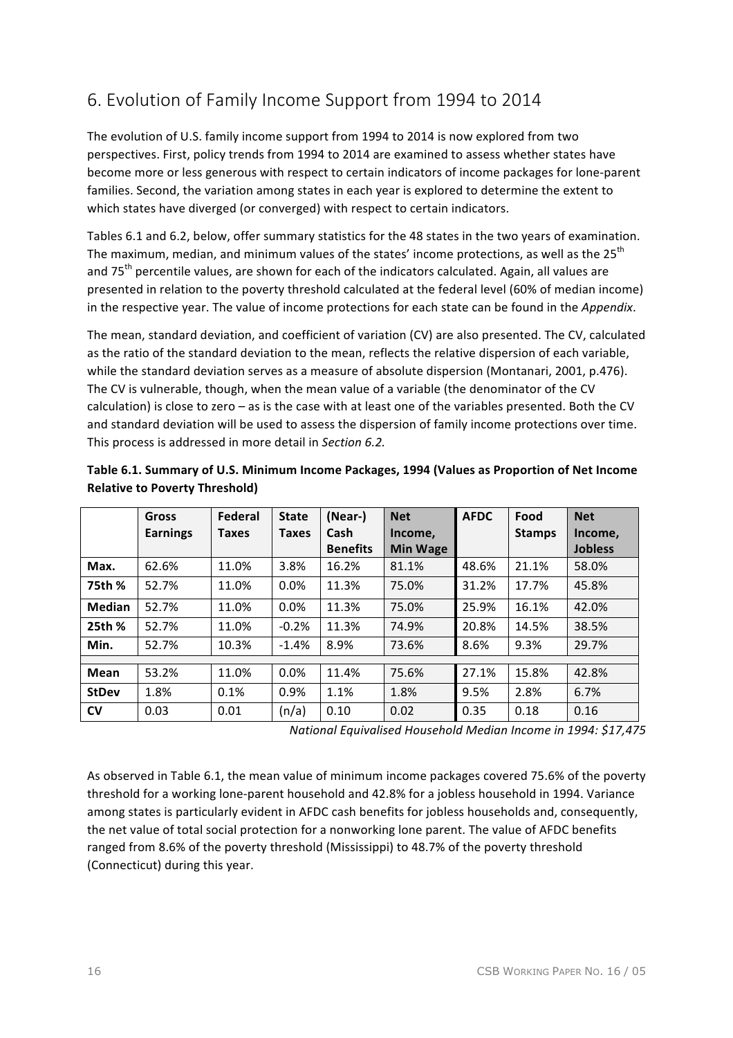## 6. Evolution of Family Income Support from 1994 to 2014

The evolution of U.S. family income support from 1994 to 2014 is now explored from two perspectives. First, policy trends from 1994 to 2014 are examined to assess whether states have become more or less generous with respect to certain indicators of income packages for lone-parent families. Second, the variation among states in each year is explored to determine the extent to which states have diverged (or converged) with respect to certain indicators.

Tables 6.1 and 6.2, below, offer summary statistics for the 48 states in the two years of examination. The maximum, median, and minimum values of the states' income protections, as well as the 25th and 75th percentile values, are shown for each of the indicators calculated. Again, all values are presented in relation to the poverty threshold calculated at the federal level (60% of median income) in the respective year. The value of income protections for each state can be found in the *Appendix*.

The mean, standard deviation, and coefficient of variation (CV) are also presented. The CV, calculated as the ratio of the standard deviation to the mean, reflects the relative dispersion of each variable, while the standard deviation serves as a measure of absolute dispersion (Montanari, 2001, p.476). The CV is vulnerable, though, when the mean value of a variable (the denominator of the CV calculation) is close to zero – as is the case with at least one of the variables presented. Both the CV and standard deviation will be used to assess the dispersion of family income protections over time. This process is addressed in more detail in *Section 6.2*.

**Table 6.1. Summary of U.S. Minimum Income Packages, 1994 (Values as Proportion of Net Income Relative to Poverty Threshold)**

| | Gross Earnings | Federal Taxes | State Taxes | (Near-) Cash Benefits | Net Income, Min Wage | AFDC | Food Stamps | Net Income, Jobless |
|---|---|---|---|---|---|---|---|---|
| **Max.** | 62.6% | 11.0% | 3.8% | 16.2% | 81.1% | 48.6% | 21.1% | 58.0% |
| **75th %** | 52.7% | 11.0% | 0.0% | 11.3% | 75.0% | 31.2% | 17.7% | 45.8% |
| **Median** | 52.7% | 11.0% | 0.0% | 11.3% | 75.0% | 25.9% | 16.1% | 42.0% |
| **25th %** | 52.7% | 11.0% | -0.2% | 11.3% | 74.9% | 20.8% | 14.5% | 38.5% |
| **Min.** | 52.7% | 10.3% | -1.4% | 8.9% | 73.6% | 8.6% | 9.3% | 29.7% |
| **Mean** | 53.2% | 11.0% | 0.0% | 11.4% | 75.6% | 27.1% | 15.8% | 42.8% |
| **StDev** | 1.8% | 0.1% | 0.9% | 1.1% | 1.8% | 9.5% | 2.8% | 6.7% |
| **CV** | 0.03 | 0.01 | (n/a) | 0.10 | 0.02 | 0.35 | 0.18 | 0.16 |

*National Equivalised Household Median Income in 1994: $17,475*

As observed in Table 6.1, the mean value of minimum income packages covered 75.6% of the poverty threshold for a working lone-parent household and 42.8% for a jobless household in 1994. Variance among states is particularly evident in AFDC cash benefits for jobless households and, consequently, the net value of total social protection for a nonworking lone parent. The value of AFDC benefits ranged from 8.6% of the poverty threshold (Mississippi) to 48.7% of the poverty threshold (Connecticut) during this year.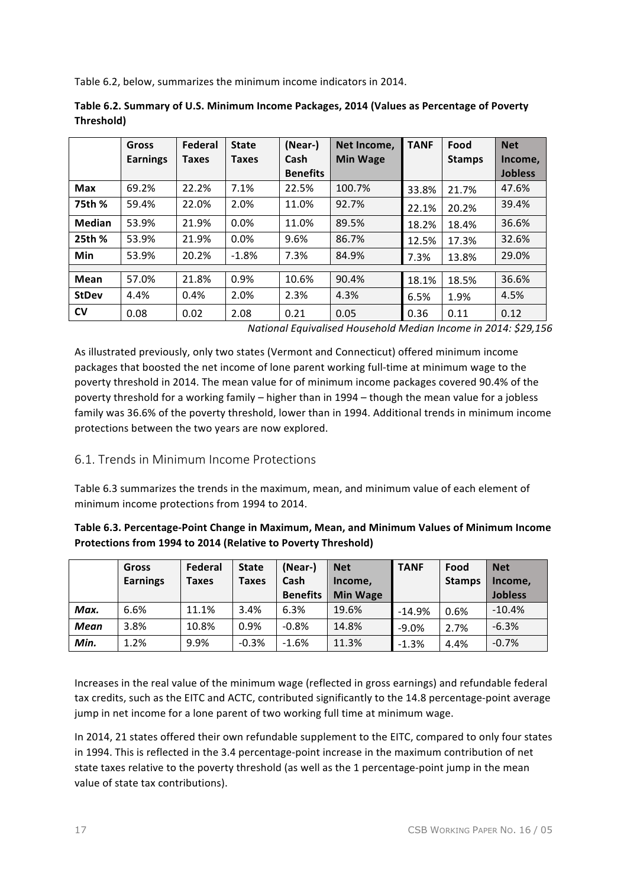Table 6.2, below, summarizes the minimum income indicators in 2014.

**Table 6.2. Summary of U.S. Minimum Income Packages, 2014 (Values as Percentage of Poverty Threshold)**

| | Gross Earnings | Federal Taxes | State Taxes | (Near-) Cash Benefits | Net Income, Min Wage | TANF | Food Stamps | Net Income, Jobless |
|---|---|---|---|---|---|---|---|---|
| **Max** | 69.2% | 22.2% | 7.1% | 22.5% | 100.7% | 33.8% | 21.7% | 47.6% |
| **75th %** | 59.4% | 22.0% | 2.0% | 11.0% | 92.7% | 22.1% | 20.2% | 39.4% |
| **Median** | 53.9% | 21.9% | 0.0% | 11.0% | 89.5% | 18.2% | 18.4% | 36.6% |
| **25th %** | 53.9% | 21.9% | 0.0% | 9.6% | 86.7% | 12.5% | 17.3% | 32.6% |
| **Min** | 53.9% | 20.2% | -1.8% | 7.3% | 84.9% | 7.3% | 13.8% | 29.0% |
| **Mean** | 57.0% | 21.8% | 0.9% | 10.6% | 90.4% | 18.1% | 18.5% | 36.6% |
| **StDev** | 4.4% | 0.4% | 2.0% | 2.3% | 4.3% | 6.5% | 1.9% | 4.5% |
| **CV** | 0.08 | 0.02 | 2.08 | 0.21 | 0.05 | 0.36 | 0.11 | 0.12 |

*National Equivalised Household Median Income in 2014: $29,156*

As illustrated previously, only two states (Vermont and Connecticut) offered minimum income packages that boosted the net income of lone parent working full-time at minimum wage to the poverty threshold in 2014. The mean value for of minimum income packages covered 90.4% of the poverty threshold for a working family – higher than in 1994 – though the mean value for a jobless family was 36.6% of the poverty threshold, lower than in 1994. Additional trends in minimum income protections between the two years are now explored.

## 6.1. Trends in Minimum Income Protections

Table 6.3 summarizes the trends in the maximum, mean, and minimum value of each element of minimum income protections from 1994 to 2014.

**Table 6.3. Percentage-Point Change in Maximum, Mean, and Minimum Values of Minimum Income Protections from 1994 to 2014 (Relative to Poverty Threshold)**

| | Gross Earnings | Federal Taxes | State Taxes | (Near-) Cash Benefits | Net Income, Min Wage | TANF | Food Stamps | Net Income, Jobless |
|---|---|---|---|---|---|---|---|---|
| ***Max.*** | 6.6% | 11.1% | 3.4% | 6.3% | 19.6% | -14.9% | 0.6% | -10.4% |
| ***Mean*** | 3.8% | 10.8% | 0.9% | -0.8% | 14.8% | -9.0% | 2.7% | -6.3% |
| ***Min.*** | 1.2% | 9.9% | -0.3% | -1.6% | 11.3% | -1.3% | 4.4% | -0.7% |

Increases in the real value of the minimum wage (reflected in gross earnings) and refundable federal tax credits, such as the EITC and ACTC, contributed significantly to the 14.8 percentage-point average jump in net income for a lone parent of two working full time at minimum wage.

In 2014, 21 states offered their own refundable supplement to the EITC, compared to only four states in 1994. This is reflected in the 3.4 percentage-point increase in the maximum contribution of net state taxes relative to the poverty threshold (as well as the 1 percentage-point jump in the mean value of state tax contributions).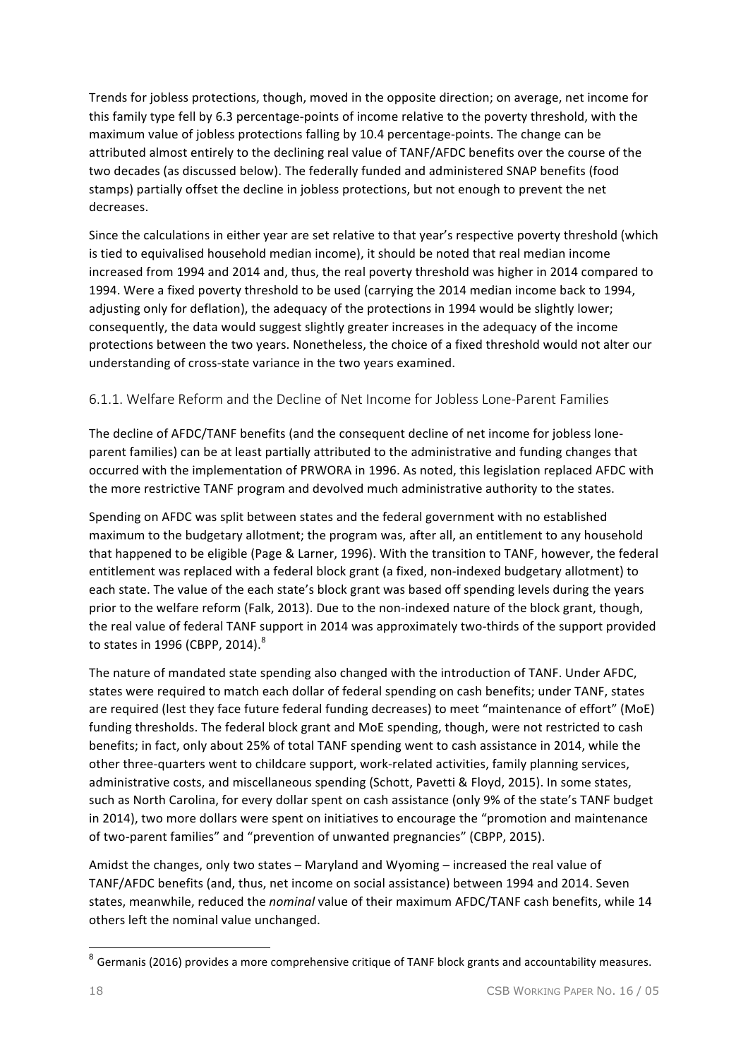Trends for jobless protections, though, moved in the opposite direction; on average, net income for this family type fell by 6.3 percentage-points of income relative to the poverty threshold, with the maximum value of jobless protections falling by 10.4 percentage-points. The change can be attributed almost entirely to the declining real value of TANF/AFDC benefits over the course of the two decades (as discussed below). The federally funded and administered SNAP benefits (food stamps) partially offset the decline in jobless protections, but not enough to prevent the net decreases.

Since the calculations in either year are set relative to that year's respective poverty threshold (which is tied to equivalised household median income), it should be noted that real median income increased from 1994 and 2014 and, thus, the real poverty threshold was higher in 2014 compared to 1994. Were a fixed poverty threshold to be used (carrying the 2014 median income back to 1994, adjusting only for deflation), the adequacy of the protections in 1994 would be slightly lower; consequently, the data would suggest slightly greater increases in the adequacy of the income protections between the two years. Nonetheless, the choice of a fixed threshold would not alter our understanding of cross-state variance in the two years examined.

### 6.1.1. Welfare Reform and the Decline of Net Income for Jobless Lone-Parent Families

The decline of AFDC/TANF benefits (and the consequent decline of net income for jobless lone-parent families) can be at least partially attributed to the administrative and funding changes that occurred with the implementation of PRWORA in 1996. As noted, this legislation replaced AFDC with the more restrictive TANF program and devolved much administrative authority to the states.

Spending on AFDC was split between states and the federal government with no established maximum to the budgetary allotment; the program was, after all, an entitlement to any household that happened to be eligible (Page & Larner, 1996). With the transition to TANF, however, the federal entitlement was replaced with a federal block grant (a fixed, non-indexed budgetary allotment) to each state. The value of the each state's block grant was based off spending levels during the years prior to the welfare reform (Falk, 2013). Due to the non-indexed nature of the block grant, though, the real value of federal TANF support in 2014 was approximately two-thirds of the support provided to states in 1996 (CBPP, 2014).[8]

The nature of mandated state spending also changed with the introduction of TANF. Under AFDC, states were required to match each dollar of federal spending on cash benefits; under TANF, states are required (lest they face future federal funding decreases) to meet "maintenance of effort" (MoE) funding thresholds. The federal block grant and MoE spending, though, were not restricted to cash benefits; in fact, only about 25% of total TANF spending went to cash assistance in 2014, while the other three-quarters went to childcare support, work-related activities, family planning services, administrative costs, and miscellaneous spending (Schott, Pavetti & Floyd, 2015). In some states, such as North Carolina, for every dollar spent on cash assistance (only 9% of the state's TANF budget in 2014), two more dollars were spent on initiatives to encourage the "promotion and maintenance of two-parent families" and "prevention of unwanted pregnancies" (CBPP, 2015).

Amidst the changes, only two states – Maryland and Wyoming – increased the real value of TANF/AFDC benefits (and, thus, net income on social assistance) between 1994 and 2014. Seven states, meanwhile, reduced the *nominal* value of their maximum AFDC/TANF cash benefits, while 14 others left the nominal value unchanged.

[8] Germanis (2016) provides a more comprehensive critique of TANF block grants and accountability measures.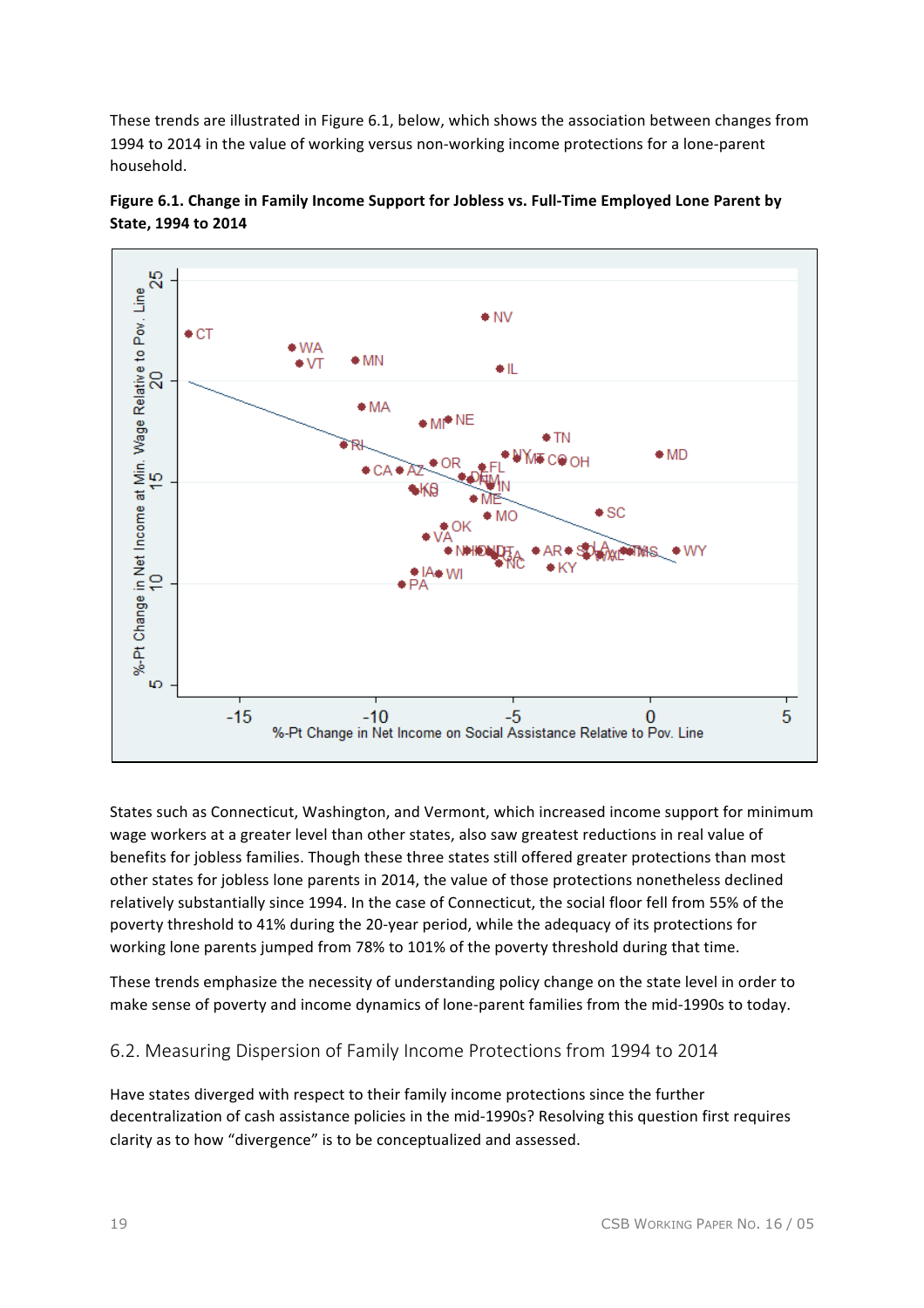These trends are illustrated in Figure 6.1, below, which shows the association between changes from 1994 to 2014 in the value of working versus non-working income protections for a lone-parent household.

**Figure 6.1. Change in Family Income Support for Jobless vs. Full-Time Employed Lone Parent by State, 1994 to 2014**

States such as Connecticut, Washington, and Vermont, which increased income support for minimum wage workers at a greater level than other states, also saw greatest reductions in real value of benefits for jobless families. Though these three states still offered greater protections than most other states for jobless lone parents in 2014, the value of those protections nonetheless declined relatively substantially since 1994. In the case of Connecticut, the social floor fell from 55% of the poverty threshold to 41% during the 20-year period, while the adequacy of its protections for working lone parents jumped from 78% to 101% of the poverty threshold during that time.

These trends emphasize the necessity of understanding policy change on the state level in order to make sense of poverty and income dynamics of lone-parent families from the mid-1990s to today.

## 6.2. Measuring Dispersion of Family Income Protections from 1994 to 2014

Have states diverged with respect to their family income protections since the further decentralization of cash assistance policies in the mid-1990s? Resolving this question first requires clarity as to how "divergence" is to be conceptualized and assessed.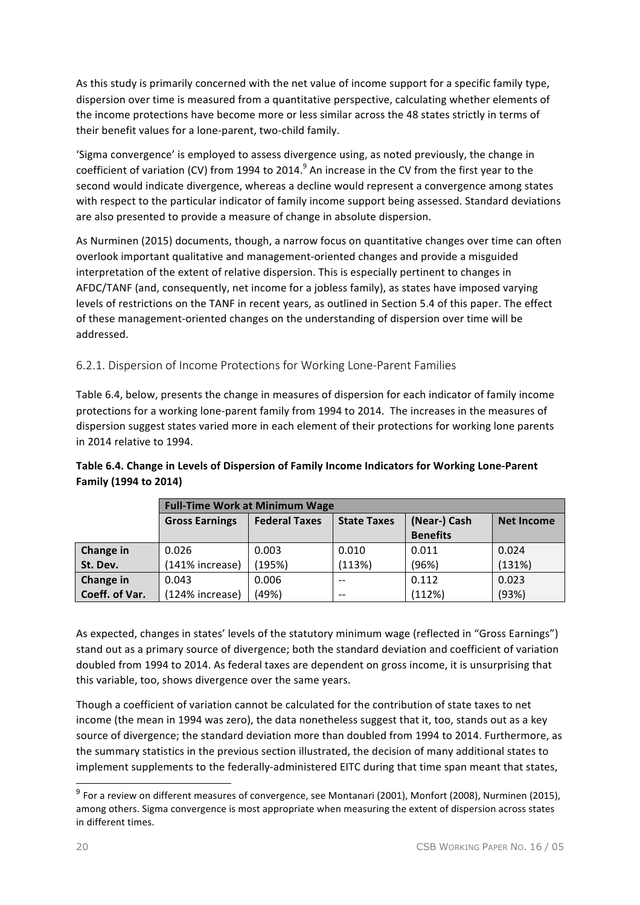As this study is primarily concerned with the net value of income support for a specific family type, dispersion over time is measured from a quantitative perspective, calculating whether elements of the income protections have become more or less similar across the 48 states strictly in terms of their benefit values for a lone-parent, two-child family.

'Sigma convergence' is employed to assess divergence using, as noted previously, the change in coefficient of variation (CV) from 1994 to 2014.[9] An increase in the CV from the first year to the second would indicate divergence, whereas a decline would represent a convergence among states with respect to the particular indicator of family income support being assessed. Standard deviations are also presented to provide a measure of change in absolute dispersion.

As Nurminen (2015) documents, though, a narrow focus on quantitative changes over time can often overlook important qualitative and management-oriented changes and provide a misguided interpretation of the extent of relative dispersion. This is especially pertinent to changes in AFDC/TANF (and, consequently, net income for a jobless family), as states have imposed varying levels of restrictions on the TANF in recent years, as outlined in Section 5.4 of this paper. The effect of these management-oriented changes on the understanding of dispersion over time will be addressed.

### 6.2.1. Dispersion of Income Protections for Working Lone-Parent Families

Table 6.4, below, presents the change in measures of dispersion for each indicator of family income protections for a working lone-parent family from 1994 to 2014. The increases in the measures of dispersion suggest states varied more in each element of their protections for working lone parents in 2014 relative to 1994.

**Table 6.4. Change in Levels of Dispersion of Family Income Indicators for Working Lone-Parent Family (1994 to 2014)**

| | Full-Time Work at Minimum Wage | | | | |
|---|---|---|---|---|---|
| | **Gross Earnings** | **Federal Taxes** | **State Taxes** | **(Near-) Cash Benefits** | **Net Income** |
| **Change in St. Dev.** | 0.026 (141% increase) | 0.003 (195%) | 0.010 (113%) | 0.011 (96%) | 0.024 (131%) |
| **Change in Coeff. of Var.** | 0.043 (124% increase) | 0.006 (49%) | -- -- | 0.112 (112%) | 0.023 (93%) |

As expected, changes in states' levels of the statutory minimum wage (reflected in "Gross Earnings") stand out as a primary source of divergence; both the standard deviation and coefficient of variation doubled from 1994 to 2014. As federal taxes are dependent on gross income, it is unsurprising that this variable, too, shows divergence over the same years.

Though a coefficient of variation cannot be calculated for the contribution of state taxes to net income (the mean in 1994 was zero), the data nonetheless suggest that it, too, stands out as a key source of divergence; the standard deviation more than doubled from 1994 to 2014. Furthermore, as the summary statistics in the previous section illustrated, the decision of many additional states to implement supplements to the federally-administered EITC during that time span meant that states,

[9] For a review on different measures of convergence, see Montanari (2001), Monfort (2008), Nurminen (2015), among others. Sigma convergence is most appropriate when measuring the extent of dispersion across states in different times.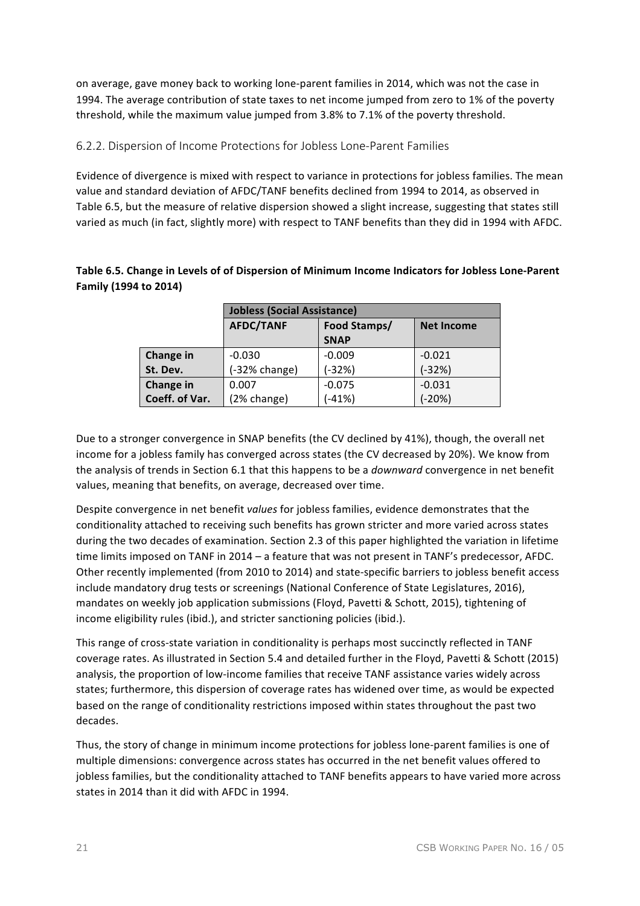on average, gave money back to working lone-parent families in 2014, which was not the case in 1994. The average contribution of state taxes to net income jumped from zero to 1% of the poverty threshold, while the maximum value jumped from 3.8% to 7.1% of the poverty threshold.

### 6.2.2. Dispersion of Income Protections for Jobless Lone-Parent Families

Evidence of divergence is mixed with respect to variance in protections for jobless families. The mean value and standard deviation of AFDC/TANF benefits declined from 1994 to 2014, as observed in Table 6.5, but the measure of relative dispersion showed a slight increase, suggesting that states still varied as much (in fact, slightly more) with respect to TANF benefits than they did in 1994 with AFDC.

**Table 6.5. Change in Levels of of Dispersion of Minimum Income Indicators for Jobless Lone-Parent Family (1994 to 2014)**

| | **Jobless (Social Assistance)** | | |
|---|---|---|---|
| | **AFDC/TANF** | **Food Stamps/ SNAP** | **Net Income** |
| **Change in St. Dev.** | -0.030 (-32% change) | -0.009 (-32%) | -0.021 (-32%) |
| **Change in Coeff. of Var.** | 0.007 (2% change) | -0.075 (-41%) | -0.031 (-20%) |

Due to a stronger convergence in SNAP benefits (the CV declined by 41%), though, the overall net income for a jobless family has converged across states (the CV decreased by 20%). We know from the analysis of trends in Section 6.1 that this happens to be a *downward* convergence in net benefit values, meaning that benefits, on average, decreased over time.

Despite convergence in net benefit *values* for jobless families, evidence demonstrates that the conditionality attached to receiving such benefits has grown stricter and more varied across states during the two decades of examination. Section 2.3 of this paper highlighted the variation in lifetime time limits imposed on TANF in 2014 – a feature that was not present in TANF's predecessor, AFDC. Other recently implemented (from 2010 to 2014) and state-specific barriers to jobless benefit access include mandatory drug tests or screenings (National Conference of State Legislatures, 2016), mandates on weekly job application submissions (Floyd, Pavetti & Schott, 2015), tightening of income eligibility rules (ibid.), and stricter sanctioning policies (ibid.).

This range of cross-state variation in conditionality is perhaps most succinctly reflected in TANF coverage rates. As illustrated in Section 5.4 and detailed further in the Floyd, Pavetti & Schott (2015) analysis, the proportion of low-income families that receive TANF assistance varies widely across states; furthermore, this dispersion of coverage rates has widened over time, as would be expected based on the range of conditionality restrictions imposed within states throughout the past two decades.

Thus, the story of change in minimum income protections for jobless lone-parent families is one of multiple dimensions: convergence across states has occurred in the net benefit values offered to jobless families, but the conditionality attached to TANF benefits appears to have varied more across states in 2014 than it did with AFDC in 1994.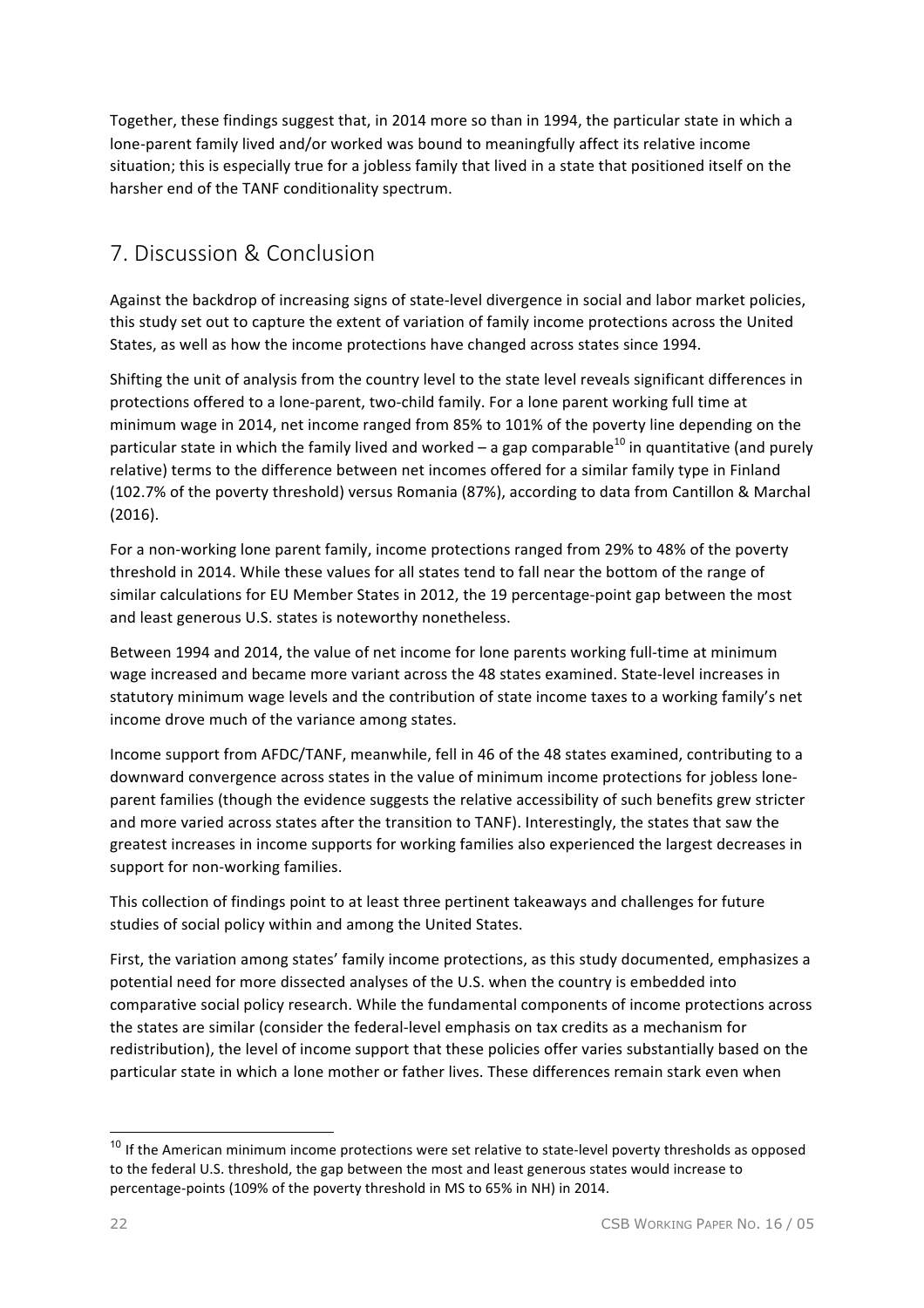Together, these findings suggest that, in 2014 more so than in 1994, the particular state in which a lone-parent family lived and/or worked was bound to meaningfully affect its relative income situation; this is especially true for a jobless family that lived in a state that positioned itself on the harsher end of the TANF conditionality spectrum.

## 7. Discussion & Conclusion

Against the backdrop of increasing signs of state-level divergence in social and labor market policies, this study set out to capture the extent of variation of family income protections across the United States, as well as how the income protections have changed across states since 1994.

Shifting the unit of analysis from the country level to the state level reveals significant differences in protections offered to a lone-parent, two-child family. For a lone parent working full time at minimum wage in 2014, net income ranged from 85% to 101% of the poverty line depending on the particular state in which the family lived and worked – a gap comparable[10] in quantitative (and purely relative) terms to the difference between net incomes offered for a similar family type in Finland (102.7% of the poverty threshold) versus Romania (87%), according to data from Cantillon & Marchal (2016).

For a non-working lone parent family, income protections ranged from 29% to 48% of the poverty threshold in 2014. While these values for all states tend to fall near the bottom of the range of similar calculations for EU Member States in 2012, the 19 percentage-point gap between the most and least generous U.S. states is noteworthy nonetheless.

Between 1994 and 2014, the value of net income for lone parents working full-time at minimum wage increased and became more variant across the 48 states examined. State-level increases in statutory minimum wage levels and the contribution of state income taxes to a working family's net income drove much of the variance among states.

Income support from AFDC/TANF, meanwhile, fell in 46 of the 48 states examined, contributing to a downward convergence across states in the value of minimum income protections for jobless lone-parent families (though the evidence suggests the relative accessibility of such benefits grew stricter and more varied across states after the transition to TANF). Interestingly, the states that saw the greatest increases in income supports for working families also experienced the largest decreases in support for non-working families.

This collection of findings point to at least three pertinent takeaways and challenges for future studies of social policy within and among the United States.

First, the variation among states' family income protections, as this study documented, emphasizes a potential need for more dissected analyses of the U.S. when the country is embedded into comparative social policy research. While the fundamental components of income protections across the states are similar (consider the federal-level emphasis on tax credits as a mechanism for redistribution), the level of income support that these policies offer varies substantially based on the particular state in which a lone mother or father lives. These differences remain stark even when

---

[10] If the American minimum income protections were set relative to state-level poverty thresholds as opposed to the federal U.S. threshold, the gap between the most and least generous states would increase to percentage-points (109% of the poverty threshold in MS to 65% in NH) in 2014.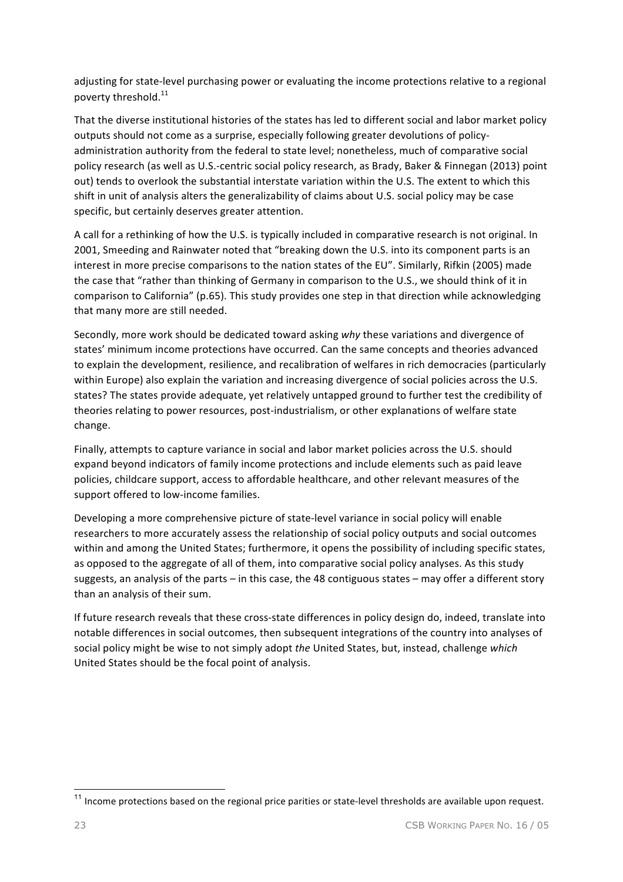adjusting for state-level purchasing power or evaluating the income protections relative to a regional poverty threshold.[11]

That the diverse institutional histories of the states has led to different social and labor market policy outputs should not come as a surprise, especially following greater devolutions of policy-administration authority from the federal to state level; nonetheless, much of comparative social policy research (as well as U.S.-centric social policy research, as Brady, Baker & Finnegan (2013) point out) tends to overlook the substantial interstate variation within the U.S. The extent to which this shift in unit of analysis alters the generalizability of claims about U.S. social policy may be case specific, but certainly deserves greater attention.

A call for a rethinking of how the U.S. is typically included in comparative research is not original. In 2001, Smeeding and Rainwater noted that "breaking down the U.S. into its component parts is an interest in more precise comparisons to the nation states of the EU". Similarly, Rifkin (2005) made the case that "rather than thinking of Germany in comparison to the U.S., we should think of it in comparison to California" (p.65). This study provides one step in that direction while acknowledging that many more are still needed.

Secondly, more work should be dedicated toward asking *why* these variations and divergence of states' minimum income protections have occurred. Can the same concepts and theories advanced to explain the development, resilience, and recalibration of welfares in rich democracies (particularly within Europe) also explain the variation and increasing divergence of social policies across the U.S. states? The states provide adequate, yet relatively untapped ground to further test the credibility of theories relating to power resources, post-industrialism, or other explanations of welfare state change.

Finally, attempts to capture variance in social and labor market policies across the U.S. should expand beyond indicators of family income protections and include elements such as paid leave policies, childcare support, access to affordable healthcare, and other relevant measures of the support offered to low-income families.

Developing a more comprehensive picture of state-level variance in social policy will enable researchers to more accurately assess the relationship of social policy outputs and social outcomes within and among the United States; furthermore, it opens the possibility of including specific states, as opposed to the aggregate of all of them, into comparative social policy analyses. As this study suggests, an analysis of the parts – in this case, the 48 contiguous states – may offer a different story than an analysis of their sum.

If future research reveals that these cross-state differences in policy design do, indeed, translate into notable differences in social outcomes, then subsequent integrations of the country into analyses of social policy might be wise to not simply adopt *the* United States, but, instead, challenge *which* United States should be the focal point of analysis.

[11] Income protections based on the regional price parities or state-level thresholds are available upon request.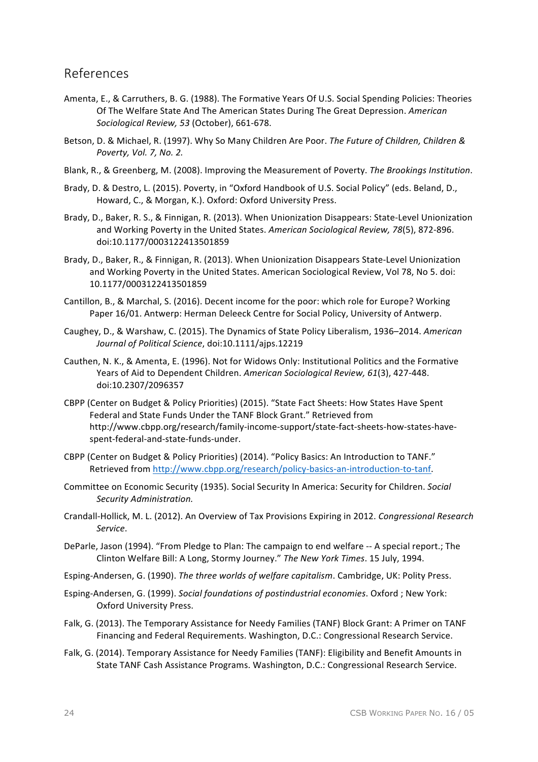## References

Amenta, E., & Carruthers, B. G. (1988). The Formative Years Of U.S. Social Spending Policies: Theories Of The Welfare State And The American States During The Great Depression. *American Sociological Review, 53* (October), 661-678.

Betson, D. & Michael, R. (1997). Why So Many Children Are Poor. *The Future of Children, Children & Poverty, Vol. 7, No. 2.*

Blank, R., & Greenberg, M. (2008). Improving the Measurement of Poverty. *The Brookings Institution*.

Brady, D. & Destro, L. (2015). Poverty, in "Oxford Handbook of U.S. Social Policy" (eds. Beland, D., Howard, C., & Morgan, K.). Oxford: Oxford University Press.

Brady, D., Baker, R. S., & Finnigan, R. (2013). When Unionization Disappears: State-Level Unionization and Working Poverty in the United States. *American Sociological Review, 78*(5), 872-896. doi:10.1177/0003122413501859

Brady, D., Baker, R., & Finnigan, R. (2013). When Unionization Disappears State-Level Unionization and Working Poverty in the United States. American Sociological Review, Vol 78, No 5. doi: 10.1177/0003122413501859

Cantillon, B., & Marchal, S. (2016). Decent income for the poor: which role for Europe? Working Paper 16/01. Antwerp: Herman Deleeck Centre for Social Policy, University of Antwerp.

Caughey, D., & Warshaw, C. (2015). The Dynamics of State Policy Liberalism, 1936–2014. *American Journal of Political Science*, doi:10.1111/ajps.12219

Cauthen, N. K., & Amenta, E. (1996). Not for Widows Only: Institutional Politics and the Formative Years of Aid to Dependent Children. *American Sociological Review, 61*(3), 427-448. doi:10.2307/2096357

CBPP (Center on Budget & Policy Priorities) (2015). "State Fact Sheets: How States Have Spent Federal and State Funds Under the TANF Block Grant." Retrieved from http://www.cbpp.org/research/family-income-support/state-fact-sheets-how-states-have-spent-federal-and-state-funds-under.

CBPP (Center on Budget & Policy Priorities) (2014). "Policy Basics: An Introduction to TANF." Retrieved from http://www.cbpp.org/research/policy-basics-an-introduction-to-tanf.

Committee on Economic Security (1935). Social Security In America: Security for Children. *Social Security Administration.*

Crandall-Hollick, M. L. (2012). An Overview of Tax Provisions Expiring in 2012. *Congressional Research Service*.

DeParle, Jason (1994). "From Pledge to Plan: The campaign to end welfare -- A special report.; The Clinton Welfare Bill: A Long, Stormy Journey." *The New York Times*. 15 July, 1994.

Esping-Andersen, G. (1990). *The three worlds of welfare capitalism*. Cambridge, UK: Polity Press.

Esping-Andersen, G. (1999). *Social foundations of postindustrial economies*. Oxford ; New York: Oxford University Press.

Falk, G. (2013). The Temporary Assistance for Needy Families (TANF) Block Grant: A Primer on TANF Financing and Federal Requirements. Washington, D.C.: Congressional Research Service.

Falk, G. (2014). Temporary Assistance for Needy Families (TANF): Eligibility and Benefit Amounts in State TANF Cash Assistance Programs. Washington, D.C.: Congressional Research Service.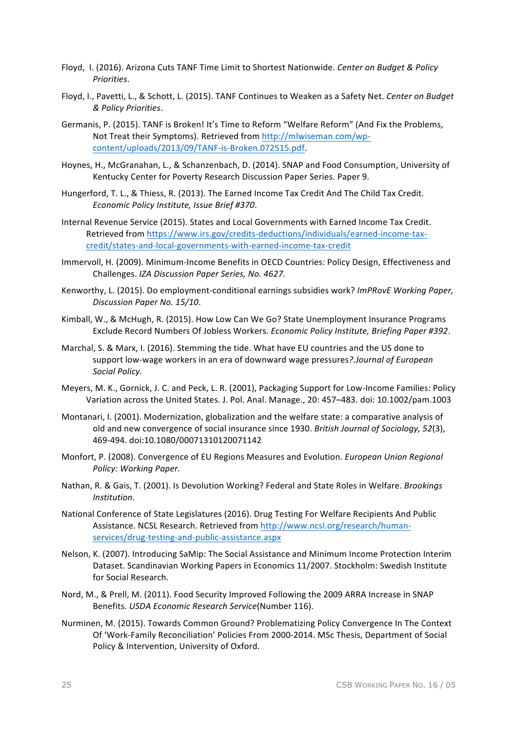Floyd, I. (2016). Arizona Cuts TANF Time Limit to Shortest Nationwide. *Center on Budget & Policy Priorities*.

Floyd, I., Pavetti, L., & Schott, L. (2015). TANF Continues to Weaken as a Safety Net. *Center on Budget & Policy Priorities*.

Germanis, P. (2015). TANF is Broken! It's Time to Reform "Welfare Reform" (And Fix the Problems, Not Treat their Symptoms). Retrieved from http://mlwiseman.com/wp-content/uploads/2013/09/TANF-is-Broken.072515.pdf.

Hoynes, H., McGranahan, L., & Schanzenbach, D. (2014). SNAP and Food Consumption, University of Kentucky Center for Poverty Research Discussion Paper Series. Paper 9.

Hungerford, T. L., & Thiess, R. (2013). The Earned Income Tax Credit And The Child Tax Credit. *Economic Policy Institute, Issue Brief #370*.

Internal Revenue Service (2015). States and Local Governments with Earned Income Tax Credit. Retrieved from https://www.irs.gov/credits-deductions/individuals/earned-income-tax-credit/states-and-local-governments-with-earned-income-tax-credit

Immervoll, H. (2009). Minimum-Income Benefits in OECD Countries: Policy Design, Effectiveness and Challenges. *IZA Discussion Paper Series, No. 4627.*

Kenworthy, L. (2015). Do employment-conditional earnings subsidies work? *ImPRovE Working Paper, Discussion Paper No. 15/10*.

Kimball, W., & McHugh, R. (2015). How Low Can We Go? State Unemployment Insurance Programs Exclude Record Numbers Of Jobless Workers. *Economic Policy Institute, Briefing Paper #392*.

Marchal, S. & Marx, I. (2016). Stemming the tide. What have EU countries and the US done to support low-wage workers in an era of downward wage pressures*?.Journal of European Social Policy.*

Meyers, M. K., Gornick, J. C. and Peck, L. R. (2001), Packaging Support for Low-Income Families: Policy Variation across the United States. J. Pol. Anal. Manage., 20: 457–483. doi: 10.1002/pam.1003

Montanari, I. (2001). Modernization, globalization and the welfare state: a comparative analysis of old and new convergence of social insurance since 1930. *British Journal of Sociology, 52*(3), 469-494. doi:10.1080/00071310120071142

Monfort, P. (2008). Convergence of EU Regions Measures and Evolution. *European Union Regional Policy: Working Paper.*

Nathan, R. & Gais, T. (2001). Is Devolution Working? Federal and State Roles in Welfare. *Brookings Institution.*

National Conference of State Legislatures (2016). Drug Testing For Welfare Recipients And Public Assistance. NCSL Research. Retrieved from http://www.ncsl.org/research/human-services/drug-testing-and-public-assistance.aspx

Nelson, K. (2007). Introducing SaMip: The Social Assistance and Minimum Income Protection Interim Dataset. Scandinavian Working Papers in Economics 11/2007. Stockholm: Swedish Institute for Social Research.

Nord, M., & Prell, M. (2011). Food Security Improved Following the 2009 ARRA Increase in SNAP Benefits. *USDA Economic Research Service*(Number 116).

Nurminen, M. (2015). Towards Common Ground? Problematizing Policy Convergence In The Context Of 'Work-Family Reconciliation' Policies From 2000-2014. MSc Thesis, Department of Social Policy & Intervention, University of Oxford.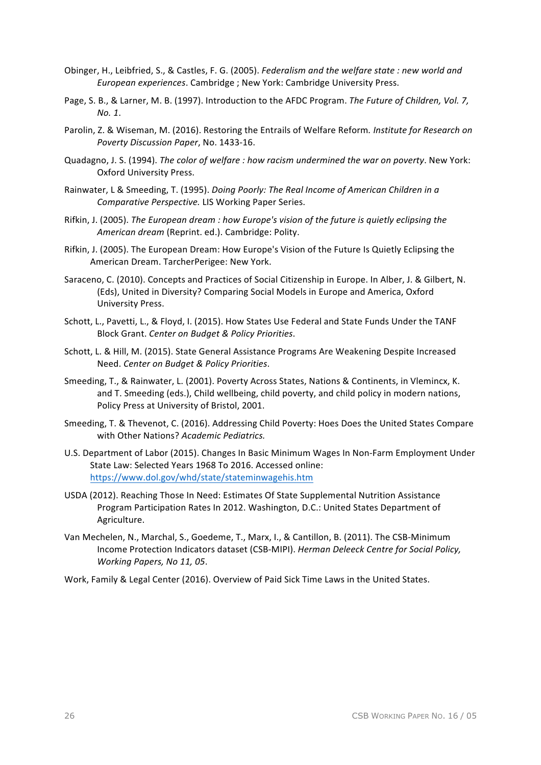Obinger, H., Leibfried, S., & Castles, F. G. (2005). *Federalism and the welfare state : new world and European experiences*. Cambridge ; New York: Cambridge University Press.

Page, S. B., & Larner, M. B. (1997). Introduction to the AFDC Program. *The Future of Children, Vol. 7, No. 1*.

Parolin, Z. & Wiseman, M. (2016). Restoring the Entrails of Welfare Reform. *Institute for Research on Poverty Discussion Paper*, No. 1433-16.

Quadagno, J. S. (1994). *The color of welfare : how racism undermined the war on poverty*. New York: Oxford University Press.

Rainwater, L & Smeeding, T. (1995). *Doing Poorly: The Real Income of American Children in a Comparative Perspective.* LIS Working Paper Series.

Rifkin, J. (2005). *The European dream : how Europe's vision of the future is quietly eclipsing the American dream* (Reprint. ed.). Cambridge: Polity.

Rifkin, J. (2005). The European Dream: How Europe's Vision of the Future Is Quietly Eclipsing the American Dream. TarcherPerigee: New York.

Saraceno, C. (2010). Concepts and Practices of Social Citizenship in Europe. In Alber, J. & Gilbert, N. (Eds), United in Diversity? Comparing Social Models in Europe and America, Oxford University Press.

Schott, L., Pavetti, L., & Floyd, I. (2015). How States Use Federal and State Funds Under the TANF Block Grant. *Center on Budget & Policy Priorities*.

Schott, L. & Hill, M. (2015). State General Assistance Programs Are Weakening Despite Increased Need. *Center on Budget & Policy Priorities*.

Smeeding, T., & Rainwater, L. (2001). Poverty Across States, Nations & Continents, in Vlemincx, K. and T. Smeeding (eds.), Child wellbeing, child poverty, and child policy in modern nations, Policy Press at University of Bristol, 2001.

Smeeding, T. & Thevenot, C. (2016). Addressing Child Poverty: Hoes Does the United States Compare with Other Nations? *Academic Pediatrics.*

U.S. Department of Labor (2015). Changes In Basic Minimum Wages In Non-Farm Employment Under State Law: Selected Years 1968 To 2016. Accessed online: https://www.dol.gov/whd/state/stateminwagehis.htm

USDA (2012). Reaching Those In Need: Estimates Of State Supplemental Nutrition Assistance Program Participation Rates In 2012. Washington, D.C.: United States Department of Agriculture.

Van Mechelen, N., Marchal, S., Goedeme, T., Marx, I., & Cantillon, B. (2011). The CSB-Minimum Income Protection Indicators dataset (CSB-MIPI). *Herman Deleeck Centre for Social Policy, Working Papers, No 11, 05*.

Work, Family & Legal Center (2016). Overview of Paid Sick Time Laws in the United States.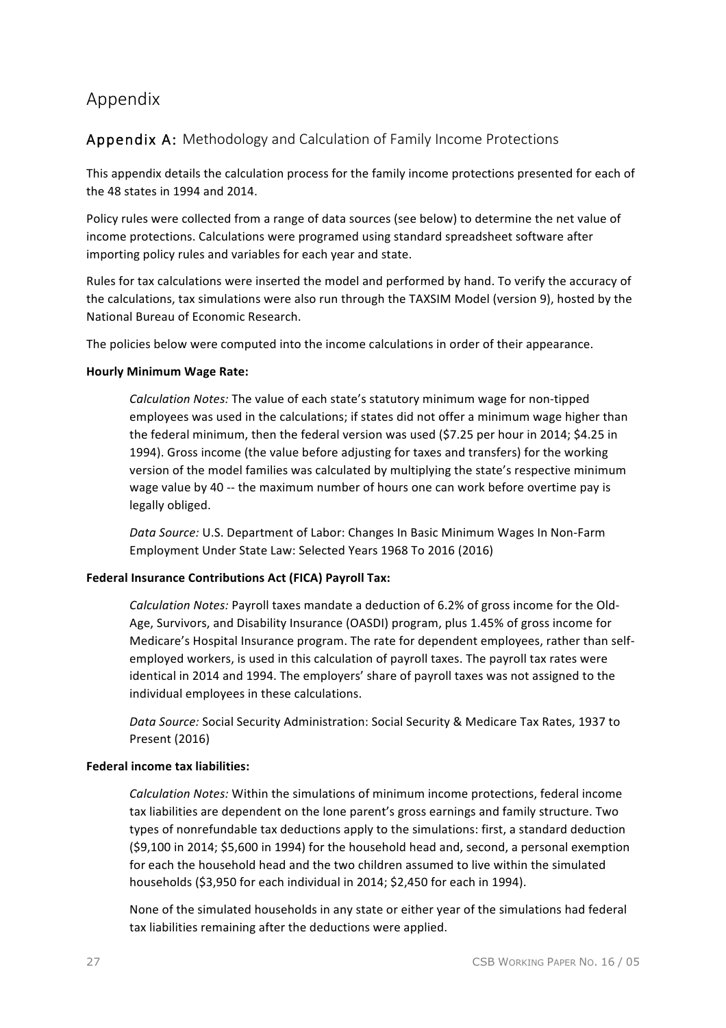# Appendix

## Appendix A: Methodology and Calculation of Family Income Protections

This appendix details the calculation process for the family income protections presented for each of the 48 states in 1994 and 2014.

Policy rules were collected from a range of data sources (see below) to determine the net value of income protections. Calculations were programed using standard spreadsheet software after importing policy rules and variables for each year and state.

Rules for tax calculations were inserted the model and performed by hand. To verify the accuracy of the calculations, tax simulations were also run through the TAXSIM Model (version 9), hosted by the National Bureau of Economic Research.

The policies below were computed into the income calculations in order of their appearance.

**Hourly Minimum Wage Rate:**

*Calculation Notes:* The value of each state's statutory minimum wage for non-tipped employees was used in the calculations; if states did not offer a minimum wage higher than the federal minimum, then the federal version was used ($7.25 per hour in 2014; $4.25 in 1994). Gross income (the value before adjusting for taxes and transfers) for the working version of the model families was calculated by multiplying the state's respective minimum wage value by 40 -- the maximum number of hours one can work before overtime pay is legally obliged.

*Data Source:* U.S. Department of Labor: Changes In Basic Minimum Wages In Non-Farm Employment Under State Law: Selected Years 1968 To 2016 (2016)

**Federal Insurance Contributions Act (FICA) Payroll Tax:**

*Calculation Notes:* Payroll taxes mandate a deduction of 6.2% of gross income for the Old-Age, Survivors, and Disability Insurance (OASDI) program, plus 1.45% of gross income for Medicare's Hospital Insurance program. The rate for dependent employees, rather than self-employed workers, is used in this calculation of payroll taxes. The payroll tax rates were identical in 2014 and 1994. The employers' share of payroll taxes was not assigned to the individual employees in these calculations.

*Data Source:* Social Security Administration: Social Security & Medicare Tax Rates, 1937 to Present (2016)

**Federal income tax liabilities:**

*Calculation Notes:* Within the simulations of minimum income protections, federal income tax liabilities are dependent on the lone parent's gross earnings and family structure. Two types of nonrefundable tax deductions apply to the simulations: first, a standard deduction ($9,100 in 2014; $5,600 in 1994) for the household head and, second, a personal exemption for each the household head and the two children assumed to live within the simulated households ($3,950 for each individual in 2014; $2,450 for each in 1994).

None of the simulated households in any state or either year of the simulations had federal tax liabilities remaining after the deductions were applied.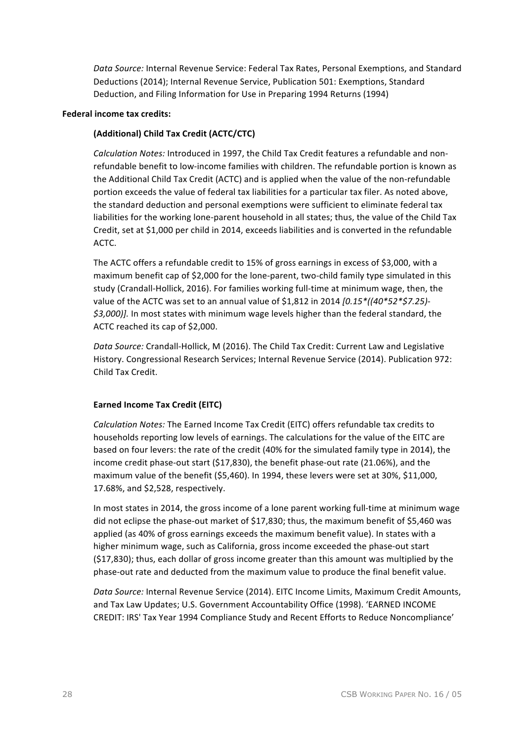*Data Source:* Internal Revenue Service: Federal Tax Rates, Personal Exemptions, and Standard Deductions (2014); Internal Revenue Service, Publication 501: Exemptions, Standard Deduction, and Filing Information for Use in Preparing 1994 Returns (1994)

**Federal income tax credits:**

**(Additional) Child Tax Credit (ACTC/CTC)**

*Calculation Notes:* Introduced in 1997, the Child Tax Credit features a refundable and non-refundable benefit to low-income families with children. The refundable portion is known as the Additional Child Tax Credit (ACTC) and is applied when the value of the non-refundable portion exceeds the value of federal tax liabilities for a particular tax filer. As noted above, the standard deduction and personal exemptions were sufficient to eliminate federal tax liabilities for the working lone-parent household in all states; thus, the value of the Child Tax Credit, set at $1,000 per child in 2014, exceeds liabilities and is converted in the refundable ACTC.

The ACTC offers a refundable credit to 15% of gross earnings in excess of $3,000, with a maximum benefit cap of $2,000 for the lone-parent, two-child family type simulated in this study (Crandall-Hollick, 2016). For families working full-time at minimum wage, then, the value of the ACTC was set to an annual value of $1,812 in 2014 *[0.15*((40*52*$7.25)-$3,000)].* In most states with minimum wage levels higher than the federal standard, the ACTC reached its cap of $2,000.

*Data Source:* Crandall-Hollick, M (2016). The Child Tax Credit: Current Law and Legislative History. Congressional Research Services; Internal Revenue Service (2014). Publication 972: Child Tax Credit.

**Earned Income Tax Credit (EITC)**

*Calculation Notes:* The Earned Income Tax Credit (EITC) offers refundable tax credits to households reporting low levels of earnings. The calculations for the value of the EITC are based on four levers: the rate of the credit (40% for the simulated family type in 2014), the income credit phase-out start ($17,830), the benefit phase-out rate (21.06%), and the maximum value of the benefit ($5,460). In 1994, these levers were set at 30%, $11,000, 17.68%, and $2,528, respectively.

In most states in 2014, the gross income of a lone parent working full-time at minimum wage did not eclipse the phase-out market of $17,830; thus, the maximum benefit of $5,460 was applied (as 40% of gross earnings exceeds the maximum benefit value). In states with a higher minimum wage, such as California, gross income exceeded the phase-out start ($17,830); thus, each dollar of gross income greater than this amount was multiplied by the phase-out rate and deducted from the maximum value to produce the final benefit value.

*Data Source:* Internal Revenue Service (2014). EITC Income Limits, Maximum Credit Amounts, and Tax Law Updates; U.S. Government Accountability Office (1998). 'EARNED INCOME CREDIT: IRS' Tax Year 1994 Compliance Study and Recent Efforts to Reduce Noncompliance'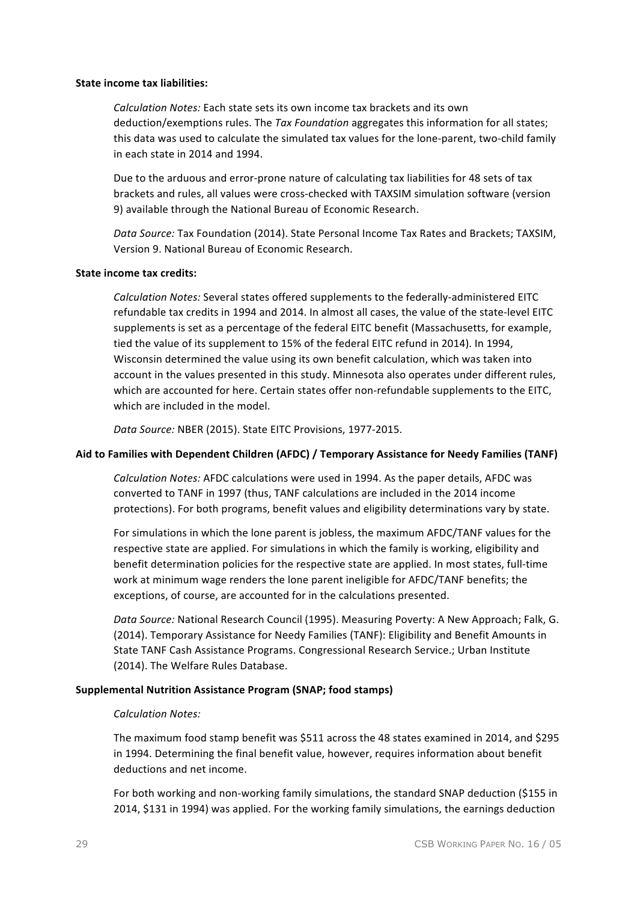**State income tax liabilities:**

*Calculation Notes:* Each state sets its own income tax brackets and its own deduction/exemptions rules. The *Tax Foundation* aggregates this information for all states; this data was used to calculate the simulated tax values for the lone-parent, two-child family in each state in 2014 and 1994.

Due to the arduous and error-prone nature of calculating tax liabilities for 48 sets of tax brackets and rules, all values were cross-checked with TAXSIM simulation software (version 9) available through the National Bureau of Economic Research.

*Data Source:* Tax Foundation (2014). State Personal Income Tax Rates and Brackets; TAXSIM, Version 9. National Bureau of Economic Research.

**State income tax credits:**

*Calculation Notes:* Several states offered supplements to the federally-administered EITC refundable tax credits in 1994 and 2014. In almost all cases, the value of the state-level EITC supplements is set as a percentage of the federal EITC benefit (Massachusetts, for example, tied the value of its supplement to 15% of the federal EITC refund in 2014). In 1994, Wisconsin determined the value using its own benefit calculation, which was taken into account in the values presented in this study. Minnesota also operates under different rules, which are accounted for here. Certain states offer non-refundable supplements to the EITC, which are included in the model.

*Data Source:* NBER (2015). State EITC Provisions, 1977-2015.

**Aid to Families with Dependent Children (AFDC) / Temporary Assistance for Needy Families (TANF)**

*Calculation Notes:* AFDC calculations were used in 1994. As the paper details, AFDC was converted to TANF in 1997 (thus, TANF calculations are included in the 2014 income protections). For both programs, benefit values and eligibility determinations vary by state.

For simulations in which the lone parent is jobless, the maximum AFDC/TANF values for the respective state are applied. For simulations in which the family is working, eligibility and benefit determination policies for the respective state are applied. In most states, full-time work at minimum wage renders the lone parent ineligible for AFDC/TANF benefits; the exceptions, of course, are accounted for in the calculations presented.

*Data Source:* National Research Council (1995). Measuring Poverty: A New Approach; Falk, G. (2014). Temporary Assistance for Needy Families (TANF): Eligibility and Benefit Amounts in State TANF Cash Assistance Programs. Congressional Research Service.; Urban Institute (2014). The Welfare Rules Database.

**Supplemental Nutrition Assistance Program (SNAP; food stamps)**

*Calculation Notes:*

The maximum food stamp benefit was $511 across the 48 states examined in 2014, and $295 in 1994. Determining the final benefit value, however, requires information about benefit deductions and net income.

For both working and non-working family simulations, the standard SNAP deduction ($155 in 2014, $131 in 1994) was applied. For the working family simulations, the earnings deduction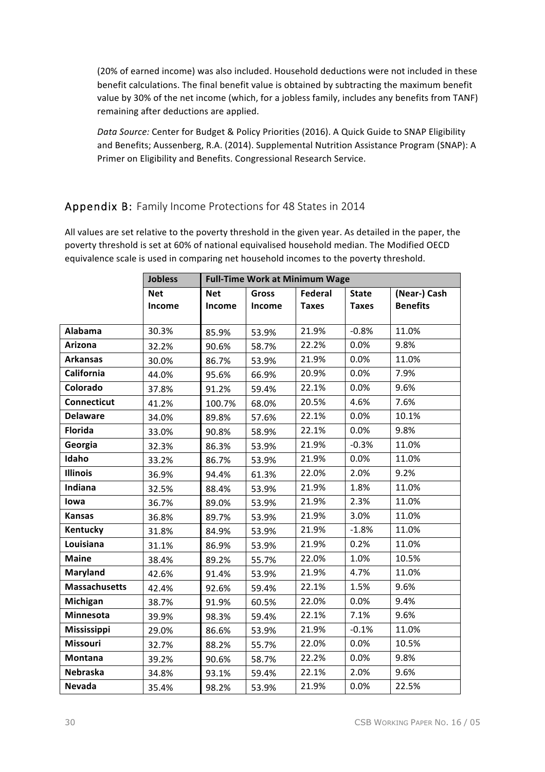(20% of earned income) was also included. Household deductions were not included in these benefit calculations. The final benefit value is obtained by subtracting the maximum benefit value by 30% of the net income (which, for a jobless family, includes any benefits from TANF) remaining after deductions are applied.

*Data Source:* Center for Budget & Policy Priorities (2016). A Quick Guide to SNAP Eligibility and Benefits; Aussenberg, R.A. (2014). Supplemental Nutrition Assistance Program (SNAP): A Primer on Eligibility and Benefits. Congressional Research Service.

## Appendix B: Family Income Protections for 48 States in 2014

All values are set relative to the poverty threshold in the given year. As detailed in the paper, the poverty threshold is set at 60% of national equivalised household median. The Modified OECD equivalence scale is used in comparing net household incomes to the poverty threshold.

| | Jobless | Full-Time Work at Minimum Wage | | | | |
|---|---|---|---|---|---|---|
| | Net Income | Net Income | Gross Income | Federal Taxes | State Taxes | (Near-) Cash Benefits |
| **Alabama** | 30.3% | 85.9% | 53.9% | 21.9% | -0.8% | 11.0% |
| **Arizona** | 32.2% | 90.6% | 58.7% | 22.2% | 0.0% | 9.8% |
| **Arkansas** | 30.0% | 86.7% | 53.9% | 21.9% | 0.0% | 11.0% |
| **California** | 44.0% | 95.6% | 66.9% | 20.9% | 0.0% | 7.9% |
| **Colorado** | 37.8% | 91.2% | 59.4% | 22.1% | 0.0% | 9.6% |
| **Connecticut** | 41.2% | 100.7% | 68.0% | 20.5% | 4.6% | 7.6% |
| **Delaware** | 34.0% | 89.8% | 57.6% | 22.1% | 0.0% | 10.1% |
| **Florida** | 33.0% | 90.8% | 58.9% | 22.1% | 0.0% | 9.8% |
| **Georgia** | 32.3% | 86.3% | 53.9% | 21.9% | -0.3% | 11.0% |
| **Idaho** | 33.2% | 86.7% | 53.9% | 21.9% | 0.0% | 11.0% |
| **Illinois** | 36.9% | 94.4% | 61.3% | 22.0% | 2.0% | 9.2% |
| **Indiana** | 32.5% | 88.4% | 53.9% | 21.9% | 1.8% | 11.0% |
| **Iowa** | 36.7% | 89.0% | 53.9% | 21.9% | 2.3% | 11.0% |
| **Kansas** | 36.8% | 89.7% | 53.9% | 21.9% | 3.0% | 11.0% |
| **Kentucky** | 31.8% | 84.9% | 53.9% | 21.9% | -1.8% | 11.0% |
| **Louisiana** | 31.1% | 86.9% | 53.9% | 21.9% | 0.2% | 11.0% |
| **Maine** | 38.4% | 89.2% | 55.7% | 22.0% | 1.0% | 10.5% |
| **Maryland** | 42.6% | 91.4% | 53.9% | 21.9% | 4.7% | 11.0% |
| **Massachusetts** | 42.4% | 92.6% | 59.4% | 22.1% | 1.5% | 9.6% |
| **Michigan** | 38.7% | 91.9% | 60.5% | 22.0% | 0.0% | 9.4% |
| **Minnesota** | 39.9% | 98.3% | 59.4% | 22.1% | 7.1% | 9.6% |
| **Mississippi** | 29.0% | 86.6% | 53.9% | 21.9% | -0.1% | 11.0% |
| **Missouri** | 32.7% | 88.2% | 55.7% | 22.0% | 0.0% | 10.5% |
| **Montana** | 39.2% | 90.6% | 58.7% | 22.2% | 0.0% | 9.8% |
| **Nebraska** | 34.8% | 93.1% | 59.4% | 22.1% | 2.0% | 9.6% |
| **Nevada** | 35.4% | 98.2% | 53.9% | 21.9% | 0.0% | 22.5% |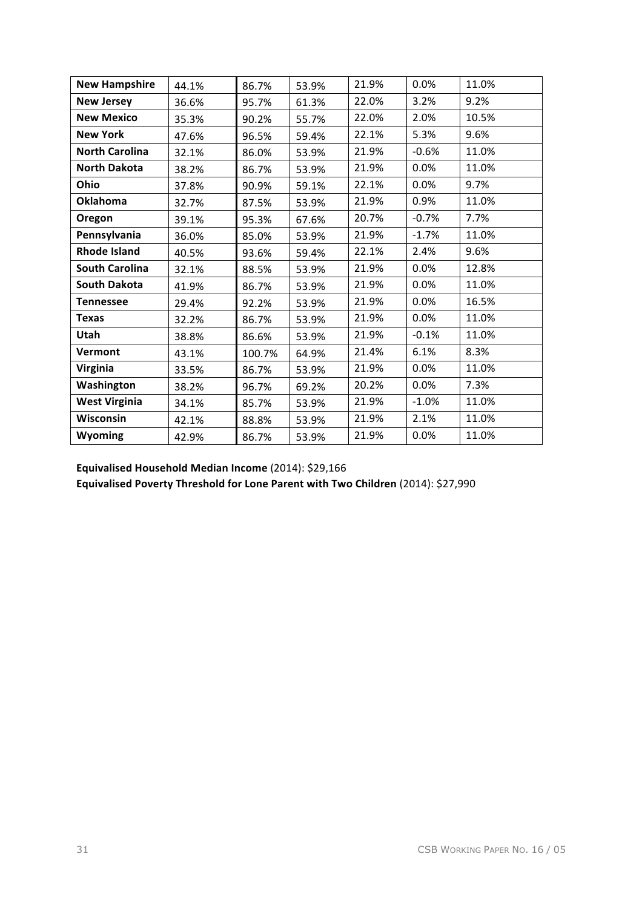| | | | | | | |
|---|---|---|---|---|---|---|
| **New Hampshire** | 44.1% | 86.7% | 53.9% | 21.9% | 0.0% | 11.0% |
| **New Jersey** | 36.6% | 95.7% | 61.3% | 22.0% | 3.2% | 9.2% |
| **New Mexico** | 35.3% | 90.2% | 55.7% | 22.0% | 2.0% | 10.5% |
| **New York** | 47.6% | 96.5% | 59.4% | 22.1% | 5.3% | 9.6% |
| **North Carolina** | 32.1% | 86.0% | 53.9% | 21.9% | -0.6% | 11.0% |
| **North Dakota** | 38.2% | 86.7% | 53.9% | 21.9% | 0.0% | 11.0% |
| **Ohio** | 37.8% | 90.9% | 59.1% | 22.1% | 0.0% | 9.7% |
| **Oklahoma** | 32.7% | 87.5% | 53.9% | 21.9% | 0.9% | 11.0% |
| **Oregon** | 39.1% | 95.3% | 67.6% | 20.7% | -0.7% | 7.7% |
| **Pennsylvania** | 36.0% | 85.0% | 53.9% | 21.9% | -1.7% | 11.0% |
| **Rhode Island** | 40.5% | 93.6% | 59.4% | 22.1% | 2.4% | 9.6% |
| **South Carolina** | 32.1% | 88.5% | 53.9% | 21.9% | 0.0% | 12.8% |
| **South Dakota** | 41.9% | 86.7% | 53.9% | 21.9% | 0.0% | 11.0% |
| **Tennessee** | 29.4% | 92.2% | 53.9% | 21.9% | 0.0% | 16.5% |
| **Texas** | 32.2% | 86.7% | 53.9% | 21.9% | 0.0% | 11.0% |
| **Utah** | 38.8% | 86.6% | 53.9% | 21.9% | -0.1% | 11.0% |
| **Vermont** | 43.1% | 100.7% | 64.9% | 21.4% | 6.1% | 8.3% |
| **Virginia** | 33.5% | 86.7% | 53.9% | 21.9% | 0.0% | 11.0% |
| **Washington** | 38.2% | 96.7% | 69.2% | 20.2% | 0.0% | 7.3% |
| **West Virginia** | 34.1% | 85.7% | 53.9% | 21.9% | -1.0% | 11.0% |
| **Wisconsin** | 42.1% | 88.8% | 53.9% | 21.9% | 2.1% | 11.0% |
| **Wyoming** | 42.9% | 86.7% | 53.9% | 21.9% | 0.0% | 11.0% |

**Equivalised Household Median Income** (2014): $29,166
**Equivalised Poverty Threshold for Lone Parent with Two Children** (2014): $27,990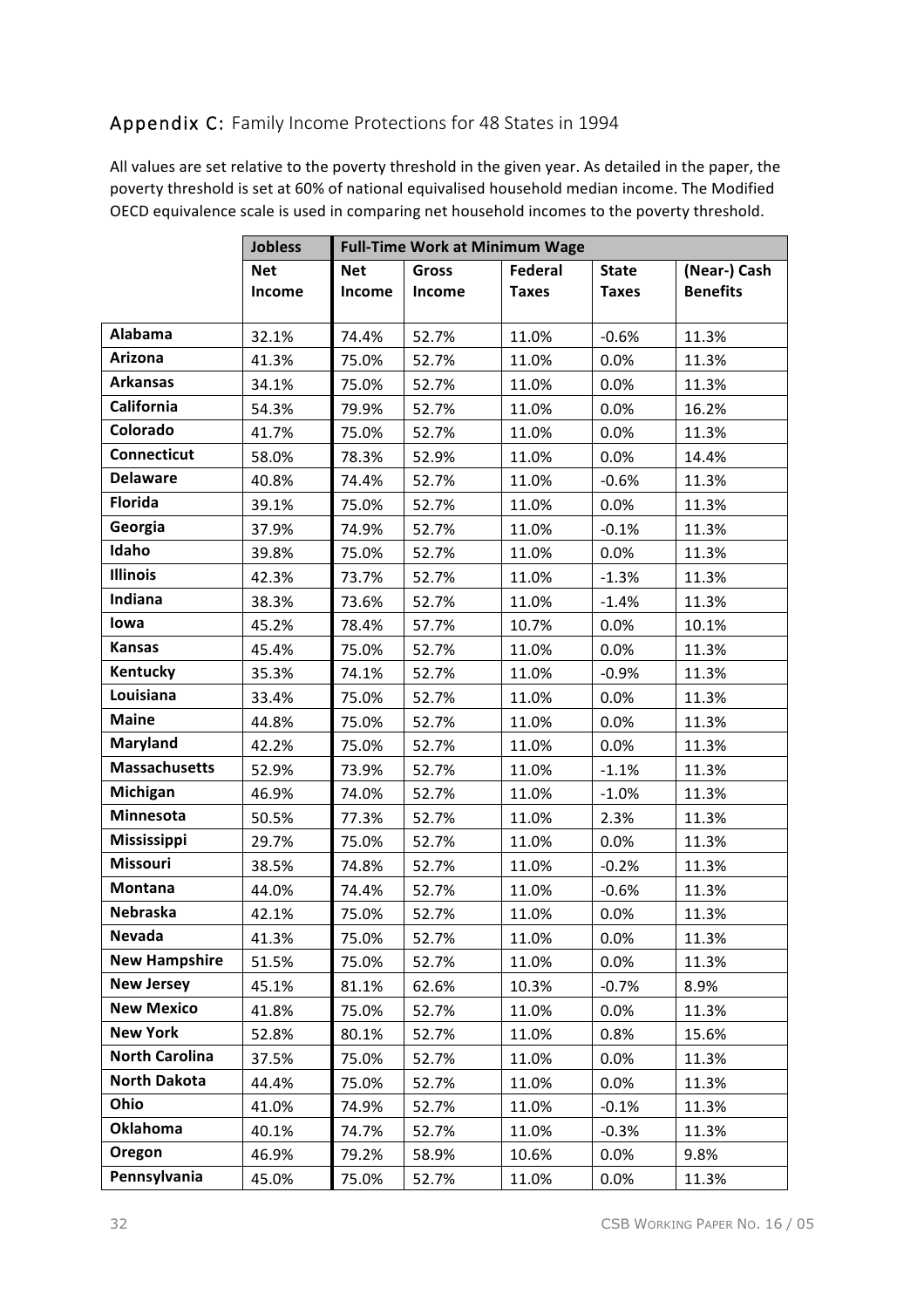## Appendix C: Family Income Protections for 48 States in 1994

All values are set relative to the poverty threshold in the given year. As detailed in the paper, the poverty threshold is set at 60% of national equivalised household median income. The Modified OECD equivalence scale is used in comparing net household incomes to the poverty threshold.

| | Jobless | Full-Time Work at Minimum Wage | | | | |
|---|---|---|---|---|---|---|
| | Net Income | Net Income | Gross Income | Federal Taxes | State Taxes | (Near-) Cash Benefits |
| **Alabama** | 32.1% | 74.4% | 52.7% | 11.0% | -0.6% | 11.3% |
| **Arizona** | 41.3% | 75.0% | 52.7% | 11.0% | 0.0% | 11.3% |
| **Arkansas** | 34.1% | 75.0% | 52.7% | 11.0% | 0.0% | 11.3% |
| **California** | 54.3% | 79.9% | 52.7% | 11.0% | 0.0% | 16.2% |
| **Colorado** | 41.7% | 75.0% | 52.7% | 11.0% | 0.0% | 11.3% |
| **Connecticut** | 58.0% | 78.3% | 52.9% | 11.0% | 0.0% | 14.4% |
| **Delaware** | 40.8% | 74.4% | 52.7% | 11.0% | -0.6% | 11.3% |
| **Florida** | 39.1% | 75.0% | 52.7% | 11.0% | 0.0% | 11.3% |
| **Georgia** | 37.9% | 74.9% | 52.7% | 11.0% | -0.1% | 11.3% |
| **Idaho** | 39.8% | 75.0% | 52.7% | 11.0% | 0.0% | 11.3% |
| **Illinois** | 42.3% | 73.7% | 52.7% | 11.0% | -1.3% | 11.3% |
| **Indiana** | 38.3% | 73.6% | 52.7% | 11.0% | -1.4% | 11.3% |
| **Iowa** | 45.2% | 78.4% | 57.7% | 10.7% | 0.0% | 10.1% |
| **Kansas** | 45.4% | 75.0% | 52.7% | 11.0% | 0.0% | 11.3% |
| **Kentucky** | 35.3% | 74.1% | 52.7% | 11.0% | -0.9% | 11.3% |
| **Louisiana** | 33.4% | 75.0% | 52.7% | 11.0% | 0.0% | 11.3% |
| **Maine** | 44.8% | 75.0% | 52.7% | 11.0% | 0.0% | 11.3% |
| **Maryland** | 42.2% | 75.0% | 52.7% | 11.0% | 0.0% | 11.3% |
| **Massachusetts** | 52.9% | 73.9% | 52.7% | 11.0% | -1.1% | 11.3% |
| **Michigan** | 46.9% | 74.0% | 52.7% | 11.0% | -1.0% | 11.3% |
| **Minnesota** | 50.5% | 77.3% | 52.7% | 11.0% | 2.3% | 11.3% |
| **Mississippi** | 29.7% | 75.0% | 52.7% | 11.0% | 0.0% | 11.3% |
| **Missouri** | 38.5% | 74.8% | 52.7% | 11.0% | -0.2% | 11.3% |
| **Montana** | 44.0% | 74.4% | 52.7% | 11.0% | -0.6% | 11.3% |
| **Nebraska** | 42.1% | 75.0% | 52.7% | 11.0% | 0.0% | 11.3% |
| **Nevada** | 41.3% | 75.0% | 52.7% | 11.0% | 0.0% | 11.3% |
| **New Hampshire** | 51.5% | 75.0% | 52.7% | 11.0% | 0.0% | 11.3% |
| **New Jersey** | 45.1% | 81.1% | 62.6% | 10.3% | -0.7% | 8.9% |
| **New Mexico** | 41.8% | 75.0% | 52.7% | 11.0% | 0.0% | 11.3% |
| **New York** | 52.8% | 80.1% | 52.7% | 11.0% | 0.8% | 15.6% |
| **North Carolina** | 37.5% | 75.0% | 52.7% | 11.0% | 0.0% | 11.3% |
| **North Dakota** | 44.4% | 75.0% | 52.7% | 11.0% | 0.0% | 11.3% |
| **Ohio** | 41.0% | 74.9% | 52.7% | 11.0% | -0.1% | 11.3% |
| **Oklahoma** | 40.1% | 74.7% | 52.7% | 11.0% | -0.3% | 11.3% |
| **Oregon** | 46.9% | 79.2% | 58.9% | 10.6% | 0.0% | 9.8% |
| **Pennsylvania** | 45.0% | 75.0% | 52.7% | 11.0% | 0.0% | 11.3% |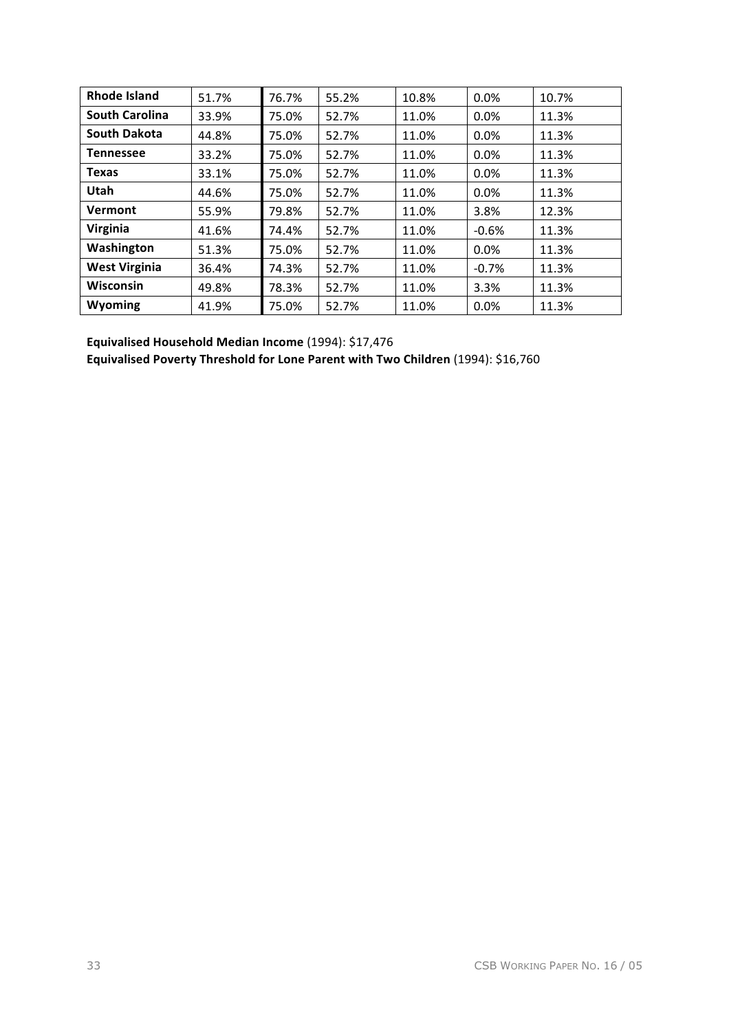| | | | | | | |
|---|---|---|---|---|---|---|
| **Rhode Island** | 51.7% | 76.7% | 55.2% | 10.8% | 0.0% | 10.7% |
| **South Carolina** | 33.9% | 75.0% | 52.7% | 11.0% | 0.0% | 11.3% |
| **South Dakota** | 44.8% | 75.0% | 52.7% | 11.0% | 0.0% | 11.3% |
| **Tennessee** | 33.2% | 75.0% | 52.7% | 11.0% | 0.0% | 11.3% |
| **Texas** | 33.1% | 75.0% | 52.7% | 11.0% | 0.0% | 11.3% |
| **Utah** | 44.6% | 75.0% | 52.7% | 11.0% | 0.0% | 11.3% |
| **Vermont** | 55.9% | 79.8% | 52.7% | 11.0% | 3.8% | 12.3% |
| **Virginia** | 41.6% | 74.4% | 52.7% | 11.0% | -0.6% | 11.3% |
| **Washington** | 51.3% | 75.0% | 52.7% | 11.0% | 0.0% | 11.3% |
| **West Virginia** | 36.4% | 74.3% | 52.7% | 11.0% | -0.7% | 11.3% |
| **Wisconsin** | 49.8% | 78.3% | 52.7% | 11.0% | 3.3% | 11.3% |
| **Wyoming** | 41.9% | 75.0% | 52.7% | 11.0% | 0.0% | 11.3% |

**Equivalised Household Median Income** (1994): $17,476
**Equivalised Poverty Threshold for Lone Parent with Two Children** (1994): $16,760